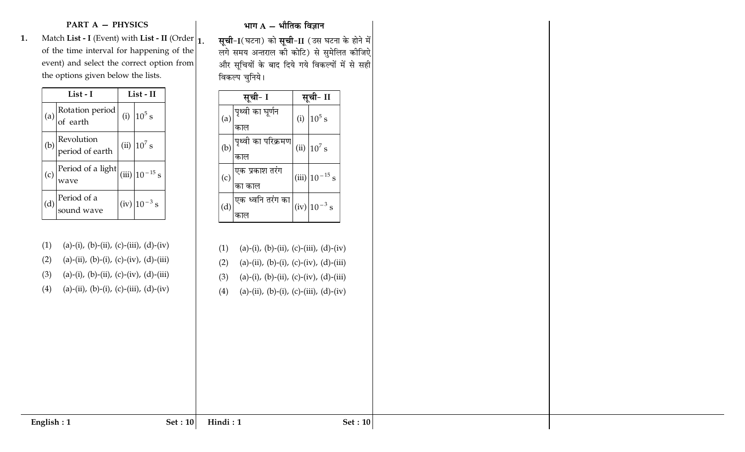## PART A — PHYSICS

**1.** Match **List - I** (Event) with **List - II** (Order of the time interval for happening of the event) and select the correct option from the options given below the lists.

| List - I | | List - II | |
|---|---|---|---|
| (a) | Rotation period of earth | (i) | $10^5$ s |
| (b) | Revolution period of earth | (ii) | $10^7$ s |
| (c) | Period of a light wave | (iii) | $10^{-15}$ s |
| (d) | Period of a sound wave | (iv) | $10^{-3}$ s |

(1) (a)-(i), (b)-(ii), (c)-(iii), (d)-(iv)

(2) (a)-(ii), (b)-(i), (c)-(iv), (d)-(iii)

(3) (a)-(i), (b)-(ii), (c)-(iv), (d)-(iii)

(4) (a)-(ii), (b)-(i), (c)-(iii), (d)-(iv)

## भाग A — भौतिक विज्ञान

**1.** **सूची**-I(घटना) को **सूची**-II (उस घटना के होने में लगे समय अन्तराल की कोटि) से सुमेलित कीजिऐ और सूचियों के बाद दिये गये विकल्पों में से सही विकल्प चुनिये।

| सूची- I | | सूची- II | |
|---|---|---|---|
| (a) | पृथ्वी का घूर्णन काल | (i) | $10^5$ s |
| (b) | पृथ्वी का परिक्रमण काल | (ii) | $10^7$ s |
| (c) | एक प्रकाश तरंग का काल | (iii) | $10^{-15}$ s |
| (d) | एक ध्वनि तरंग का काल | (iv) | $10^{-3}$ s |

(1) (a)-(i), (b)-(ii), (c)-(iii), (d)-(iv)

(2) (a)-(ii), (b)-(i), (c)-(iv), (d)-(iii)

(3) (a)-(i), (b)-(ii), (c)-(iv), (d)-(iii)

(4) (a)-(ii), (b)-(i), (c)-(iii), (d)-(iv)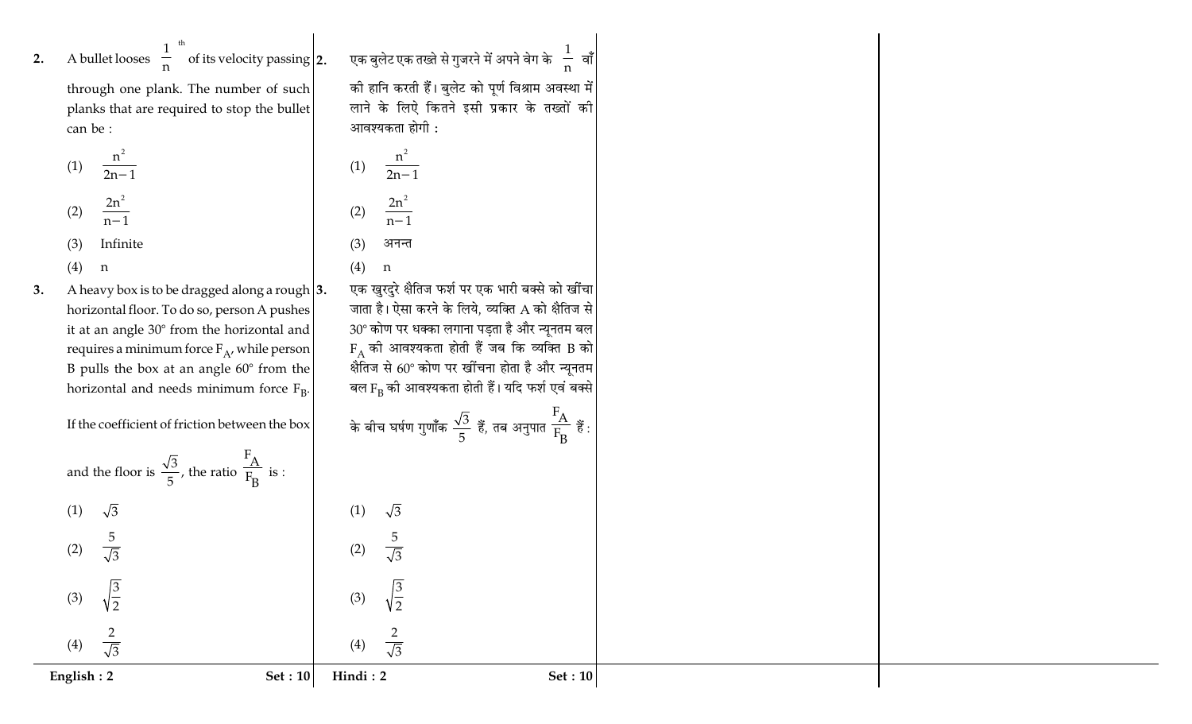2. A bullet looses $\frac{1}{n}^{th}$ of its velocity passing through one plank. The number of such planks that are required to stop the bullet can be :

(1) $\frac{n^2}{2n-1}$

(2) $\frac{2n^2}{n-1}$

(3) Infinite

(4) n

3. A heavy box is to be dragged along a rough horizontal floor. To do so, person A pushes it at an angle 30° from the horizontal and requires a minimum force $F_A$, while person B pulls the box at an angle 60° from the horizontal and needs minimum force $F_B$.

If the coefficient of friction between the box and the floor is $\frac{\sqrt{3}}{5}$, the ratio $\frac{F_A}{F_B}$ is :

(1) $\sqrt{3}$

(2) $\frac{5}{\sqrt{3}}$

(3) $\sqrt{\frac{3}{2}}$

(4) $\frac{2}{\sqrt{3}}$

2. एक बुलेट एक तख्ते से गुजरने में अपने वेग के $\frac{1}{n}$ वाँ की हानि करती हैं। बुलेट को पूर्ण विश्राम अवस्था में लाने के लिऐ कितने इसी प्रकार के तख्तों की आवश्यकता होगी :

(1) $\frac{n^2}{2n-1}$

(2) $\frac{2n^2}{n-1}$

(3) अनन्त

(4) n

3. एक खुरदुरे क्षैतिज फर्श पर एक भारी बक्से को खींचा जाता है। ऐसा करने के लिये, व्यक्ति A को क्षैतिज से 30° कोण पर धक्का लगाना पड़ता है और न्यूनतम बल $F_A$ की आवश्यकता होती हैं जब कि व्यक्ति B को क्षैतिज से 60° कोण पर खींचना होता है और न्यूनतम बल $F_B$ की आवश्यकता होती हैं। यदि फर्श एवं बक्से के बीच घर्षण गुणाँक $\frac{\sqrt{3}}{5}$ हैं, तब अनुपात $\frac{F_A}{F_B}$ हैं :

(1) $\sqrt{3}$

(2) $\frac{5}{\sqrt{3}}$

(3) $\sqrt{\frac{3}{2}}$

(4) $\frac{2}{\sqrt{3}}$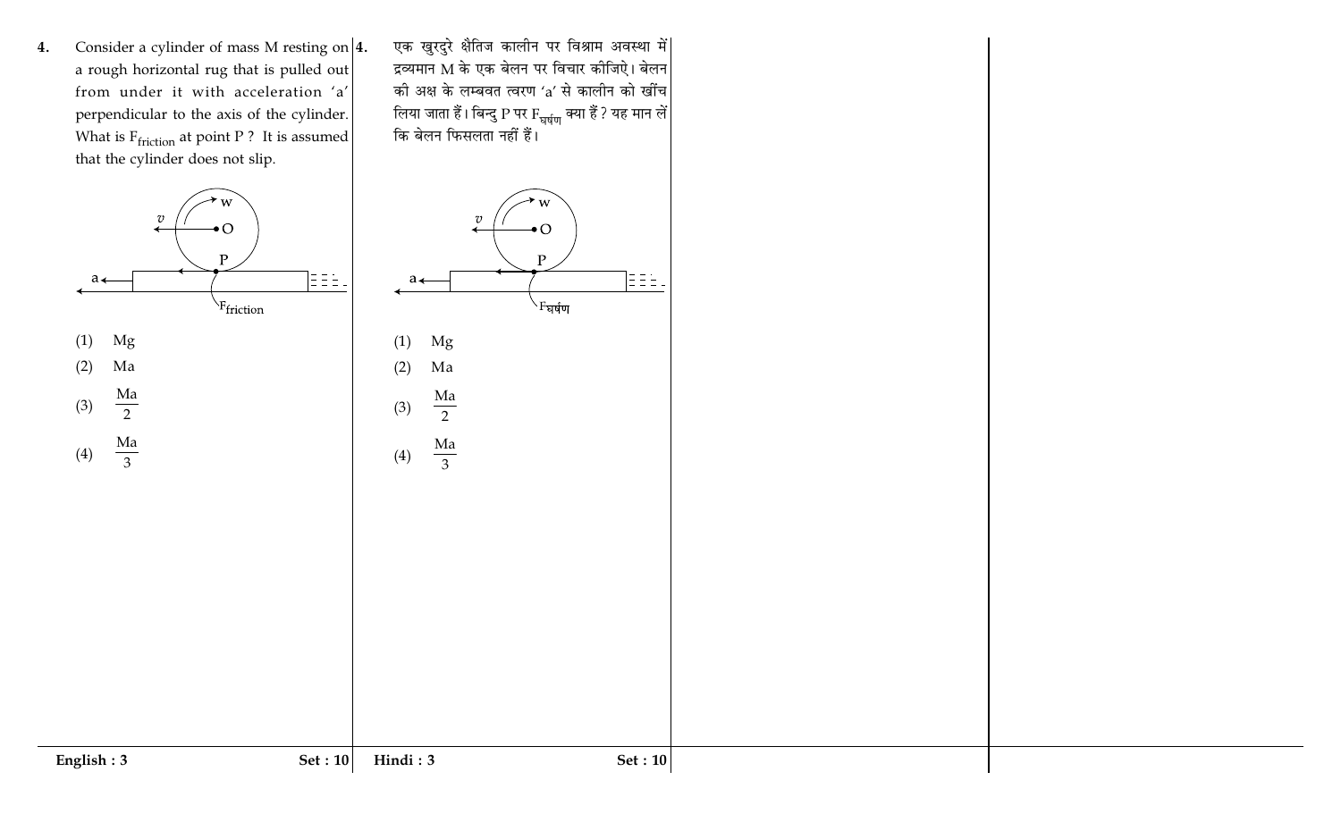4. Consider a cylinder of mass M resting on a rough horizontal rug that is pulled out from under it with acceleration 'a' perpendicular to the axis of the cylinder. What is $F_{friction}$ at point P ? It is assumed that the cylinder does not slip.

(1) Mg

(2) Ma

(3) $\frac{Ma}{2}$

(4) $\frac{Ma}{3}$

4. एक खुरदुरे क्षैतिज कालीन पर विश्राम अवस्था में द्रव्यमान M के एक बेलन पर विचार कीजिऐ। बेलन की अक्ष के लम्बवत त्वरण 'a' से कालीन को खींच लिया जाता हैं। बिन्दु P पर $F_{घर्षण}$ क्या हैं ? यह मान लें कि बेलन फिसलता नहीं हैं।

(1) Mg

(2) Ma

(3) $\frac{Ma}{2}$

(4) $\frac{Ma}{3}$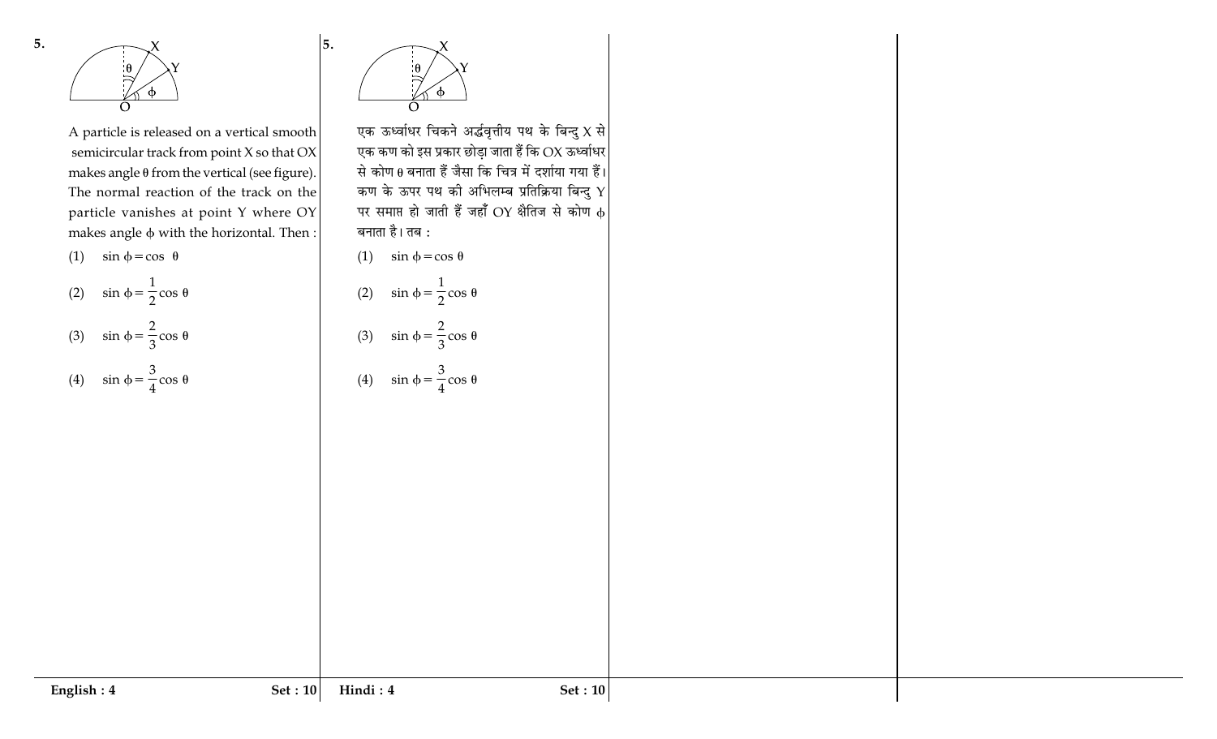**5.**

A particle is released on a vertical smooth semicircular track from point X so that OX makes angle $\theta$ from the vertical (see figure). The normal reaction of the track on the particle vanishes at point Y where OY makes angle $\phi$ with the horizontal. Then :

(1) $\sin\phi = \cos\theta$

(2) $\sin\phi = \frac{1}{2}\cos\theta$

(3) $\sin\phi = \frac{2}{3}\cos\theta$

(4) $\sin\phi = \frac{3}{4}\cos\theta$

**5.**

एक ऊर्ध्वाधर चिकने अर्द्धवृत्तीय पथ के बिन्दु X से एक कण को इस प्रकार छोड़ा जाता हैं कि OX ऊर्ध्वाधर से कोण $\theta$ बनाता हैं जैसा कि चित्र में दर्शाया गया हैं। कण के ऊपर पथ की अभिलम्ब प्रतिक्रिया बिन्दु Y पर समाप्त हो जाती हैं जहाँ OY क्षैतिज से कोण $\phi$ बनाता है। तब :

(1) $\sin\phi = \cos\theta$

(2) $\sin\phi = \frac{1}{2}\cos\theta$

(3) $\sin\phi = \frac{2}{3}\cos\theta$

(4) $\sin\phi = \frac{3}{4}\cos\theta$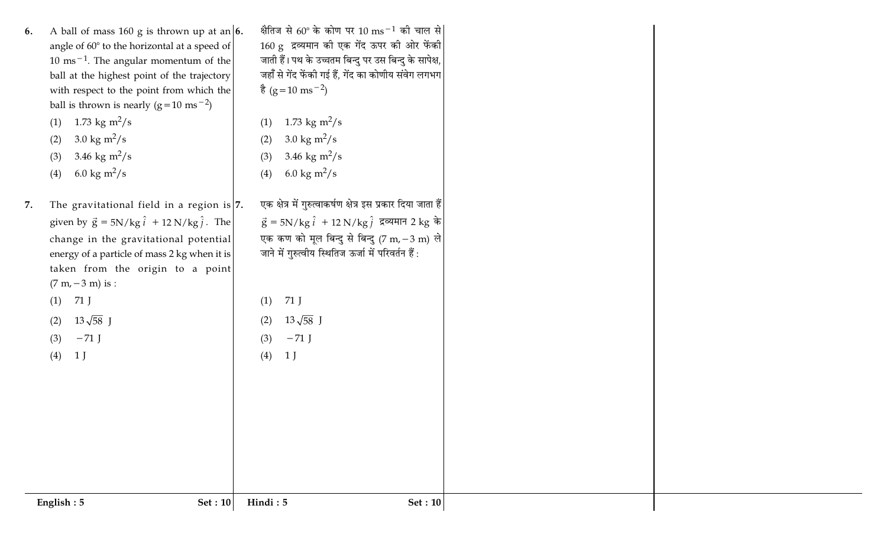6. A ball of mass 160 g is thrown up at an angle of 60° to the horizontal at a speed of 10 $ms^{-1}$. The angular momentum of the ball at the highest point of the trajectory with respect to the point from which the ball is thrown is nearly ($g = 10\ ms^{-2}$)

   (1) 1.73 kg $m^2/s$
   (2) 3.0 kg $m^2/s$
   (3) 3.46 kg $m^2/s$
   (4) 6.0 kg $m^2/s$

7. The gravitational field in a region is given by $\vec{g} = 5\text{N/kg}\,\hat{i} + 12\,\text{N/kg}\,\hat{j}$. The change in the gravitational potential energy of a particle of mass 2 kg when it is taken from the origin to a point (7 m, −3 m) is :

   (1) 71 J
   (2) $13\sqrt{58}$ J
   (3) −71 J
   (4) 1 J

6. क्षैतिज से 60° के कोण पर 10 $ms^{-1}$ की चाल से 160 g द्रव्यमान की एक गेंद ऊपर की ओर फेंकी जाती हैं। पथ के उच्चतम बिन्दु पर उस बिन्दु के सापेक्ष, जहाँ से गेंद फेंकी गई हैं, गेंद का कोणीय संवेग लगभग है ($g = 10\ ms^{-2}$)

   (1) 1.73 kg $m^2/s$
   (2) 3.0 kg $m^2/s$
   (3) 3.46 kg $m^2/s$
   (4) 6.0 kg $m^2/s$

7. एक क्षेत्र में गुरुत्वाकर्षण क्षेत्र इस प्रकार दिया जाता हैं $\vec{g} = 5\text{N/kg}\,\hat{i} + 12\,\text{N/kg}\,\hat{j}$ द्रव्यमान 2 kg के एक कण को मूल बिन्दु से बिन्दु (7 m, −3 m) ले जाने में गुरुत्वीय स्थितिज ऊर्जा में परिवर्तन हैं :

   (1) 71 J
   (2) $13\sqrt{58}$ J
   (3) −71 J
   (4) 1 J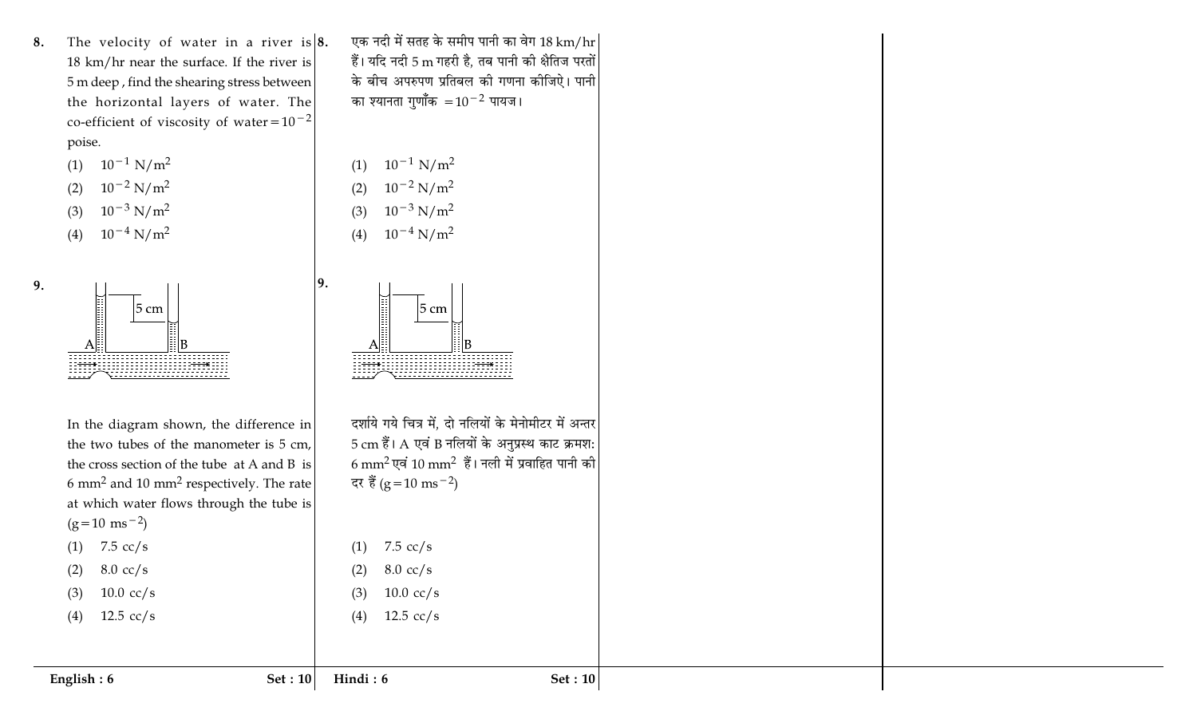8. The velocity of water in a river is 18 km/hr near the surface. If the river is 5 m deep, find the shearing stress between the horizontal layers of water. The co-efficient of viscosity of water $= 10^{-2}$ poise.

(1) $10^{-1}$ N/m$^2$
(2) $10^{-2}$ N/m$^2$
(3) $10^{-3}$ N/m$^2$
(4) $10^{-4}$ N/m$^2$

8. एक नदी में सतह के समीप पानी का वेग 18 km/hr हैं। यदि नदी 5 m गहरी है, तब पानी की क्षैतिज परतों के बीच अपरुपण प्रतिबल की गणना कीजिऐ। पानी का श्यानता गुणाँक $= 10^{-2}$ पायज।

(1) $10^{-1}$ N/m$^2$
(2) $10^{-2}$ N/m$^2$
(3) $10^{-3}$ N/m$^2$
(4) $10^{-4}$ N/m$^2$

9. In the diagram shown, the difference in the two tubes of the manometer is 5 cm, the cross section of the tube at A and B is 6 mm$^2$ and 10 mm$^2$ respectively. The rate at which water flows through the tube is $(g = 10 \text{ ms}^{-2})$

(1) 7.5 cc/s
(2) 8.0 cc/s
(3) 10.0 cc/s
(4) 12.5 cc/s

9. दर्शाये गये चित्र में, दो नलियों के मेनोमीटर में अन्तर 5 cm हैं। A एवं B नलियों के अनुप्रस्थ काट क्रमश: 6 mm$^2$ एवं 10 mm$^2$ हैं। नली में प्रवाहित पानी की दर हैं $(g = 10 \text{ ms}^{-2})$

(1) 7.5 cc/s
(2) 8.0 cc/s
(3) 10.0 cc/s
(4) 12.5 cc/s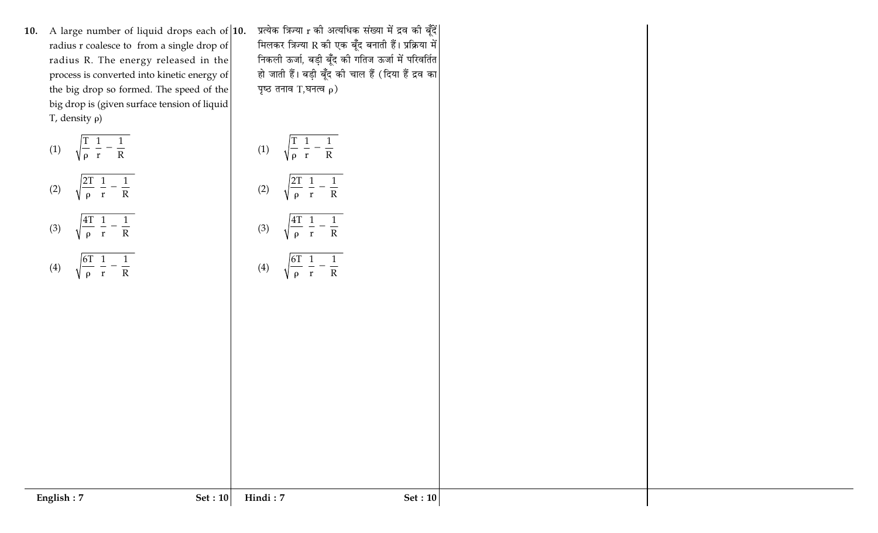**10.** A large number of liquid drops each of radius r coalesce to from a single drop of radius R. The energy released in the process is converted into kinetic energy of the big drop so formed. The speed of the big drop is (given surface tension of liquid T, density ρ)

(1) $\sqrt{\frac{T}{\rho}\left(\frac{1}{r}-\frac{1}{R}\right)}$

(2) $\sqrt{\frac{2T}{\rho}\left(\frac{1}{r}-\frac{1}{R}\right)}$

(3) $\sqrt{\frac{4T}{\rho}\left(\frac{1}{r}-\frac{1}{R}\right)}$

(4) $\sqrt{\frac{6T}{\rho}\left(\frac{1}{r}-\frac{1}{R}\right)}$

**10.** प्रत्येक त्रिज्या r की अत्यधिक संख्या में द्रव की बूँदें मिलकर त्रिज्या R की एक बूँद बनाती हैं। प्रक्रिया में निकली ऊर्जा, बड़ी बूँद की गतिज ऊर्जा में परिवर्तित हो जाती हैं। बड़ी बूँद की चाल हैं (दिया हैं द्रव का पृष्ठ तनाव T, घनत्व ρ)

(1) $\sqrt{\frac{T}{\rho}\left(\frac{1}{r}-\frac{1}{R}\right)}$

(2) $\sqrt{\frac{2T}{\rho}\left(\frac{1}{r}-\frac{1}{R}\right)}$

(3) $\sqrt{\frac{4T}{\rho}\left(\frac{1}{r}-\frac{1}{R}\right)}$

(4) $\sqrt{\frac{6T}{\rho}\left(\frac{1}{r}-\frac{1}{R}\right)}$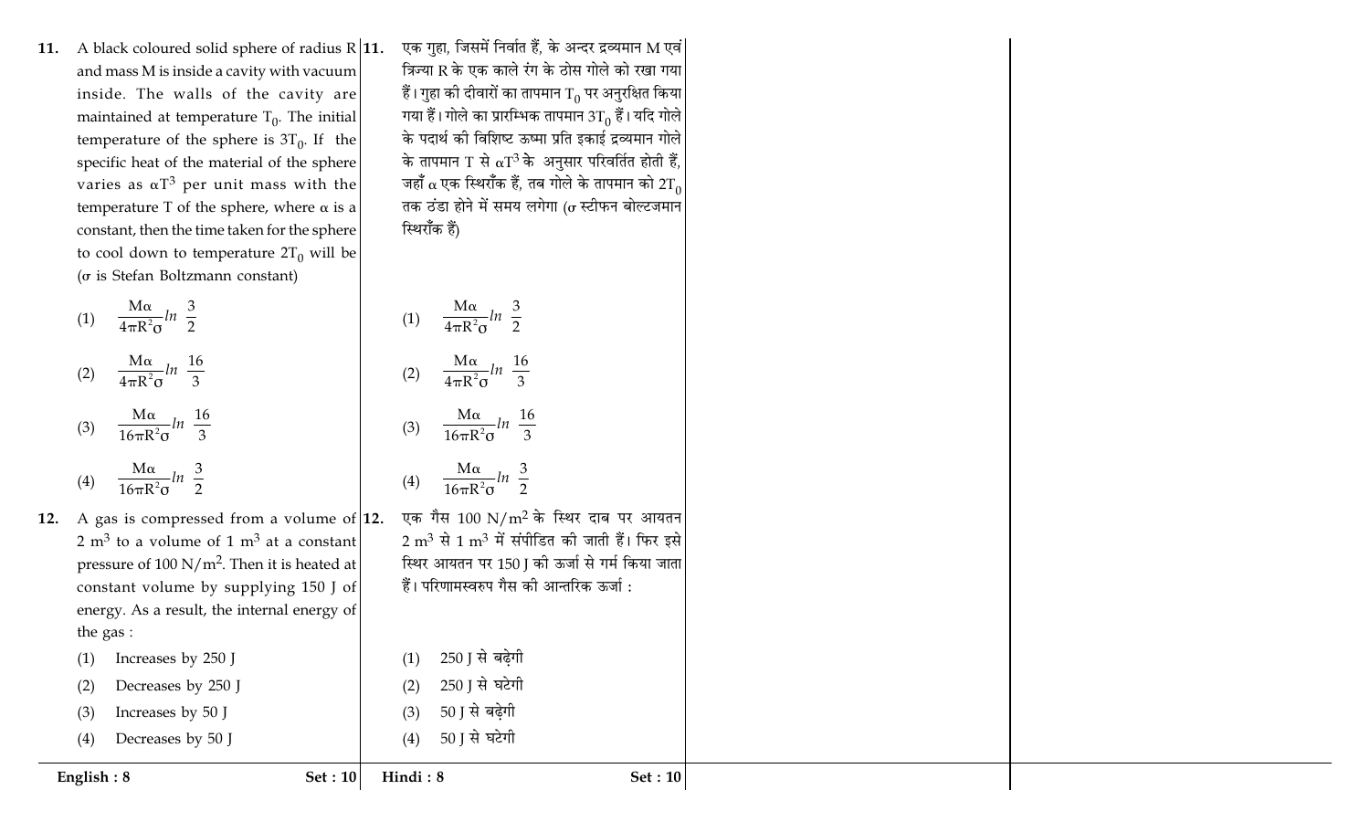11. A black coloured solid sphere of radius R and mass M is inside a cavity with vacuum inside. The walls of the cavity are maintained at temperature $T_0$. The initial temperature of the sphere is $3T_0$. If the specific heat of the material of the sphere varies as $\alpha T^3$ per unit mass with the temperature T of the sphere, where $\alpha$ is a constant, then the time taken for the sphere to cool down to temperature $2T_0$ will be ($\sigma$ is Stefan Boltzmann constant)

(1) $\frac{M\alpha}{4\pi R^2\sigma} ln \frac{3}{2}$

(2) $\frac{M\alpha}{4\pi R^2\sigma} ln \frac{16}{3}$

(3) $\frac{M\alpha}{16\pi R^2\sigma} ln \frac{16}{3}$

(4) $\frac{M\alpha}{16\pi R^2\sigma} ln \frac{3}{2}$

12. A gas is compressed from a volume of $2 \text{ m}^3$ to a volume of $1 \text{ m}^3$ at a constant pressure of $100 \text{ N/m}^2$. Then it is heated at constant volume by supplying 150 J of energy. As a result, the internal energy of the gas :

(1) Increases by 250 J

(2) Decreases by 250 J

(3) Increases by 50 J

(4) Decreases by 50 J

11. एक गुहा, जिसमें निर्वात हैं, के अन्दर द्रव्यमान M एवं त्रिज्या R के एक काले रंग के ठोस गोले को रखा गया हैं। गुहा की दीवारों का तापमान $T_0$ पर अनुरक्षित किया गया हैं। गोले का प्रारम्भिक तापमान $3T_0$ हैं। यदि गोले के पदार्थ की विशिष्ट ऊष्मा प्रति इकाई द्रव्यमान गोले के तापमान T से $\alpha T^3$ के अनुसार परिवर्तित होती हैं, जहाँ $\alpha$ एक स्थिराँक हैं, तब गोले के तापमान को $2T_0$ तक ठंडा होने में समय लगेगा ($\sigma$ स्टीफन बोल्टजमान स्थिराँक हैं)

(1) $\frac{M\alpha}{4\pi R^2\sigma} ln \frac{3}{2}$

(2) $\frac{M\alpha}{4\pi R^2\sigma} ln \frac{16}{3}$

(3) $\frac{M\alpha}{16\pi R^2\sigma} ln \frac{16}{3}$

(4) $\frac{M\alpha}{16\pi R^2\sigma} ln \frac{3}{2}$

12. एक गैस $100 \text{ N/m}^2$ के स्थिर दाब पर आयतन $2 \text{ m}^3$ से $1 \text{ m}^3$ में संपीडित की जाती हैं। फिर इसे स्थिर आयतन पर 150 J की ऊर्जा से गर्म किया जाता हैं। परिणामस्वरुप गैस की आन्तरिक ऊर्जा :

(1) 250 J से बढ़ेगी

(2) 250 J से घटेगी

(3) 50 J से बढ़ेगी

(4) 50 J से घटेगी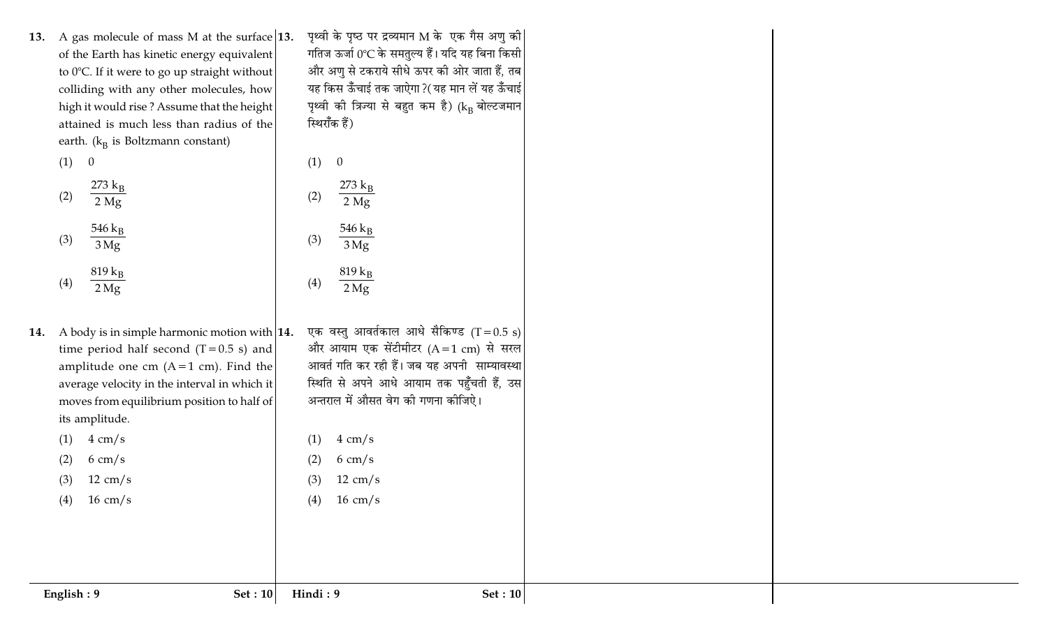13. A gas molecule of mass M at the surface of the Earth has kinetic energy equivalent to 0°C. If it were to go up straight without colliding with any other molecules, how high it would rise? Assume that the height attained is much less than radius of the earth. ($k_B$ is Boltzmann constant)

(1) 0

(2) $\dfrac{273\ k_B}{2\ Mg}$

(3) $\dfrac{546\ k_B}{3\ Mg}$

(4) $\dfrac{819\ k_B}{2\ Mg}$

14. A body is in simple harmonic motion with time period half second (T = 0.5 s) and amplitude one cm (A = 1 cm). Find the average velocity in the interval in which it moves from equilibrium position to half of its amplitude.

(1) 4 cm/s

(2) 6 cm/s

(3) 12 cm/s

(4) 16 cm/s

13. पृथ्वी के पृष्ठ पर द्रव्यमान M के एक गैस अणु की गतिज ऊर्जा 0°C के समतुल्य हैं। यदि यह बिना किसी और अणु से टकराये सीधे ऊपर की ओर जाता हैं, तब यह किस ऊँचाई तक जाऐगा ?(यह मान लें यह ऊँचाई पृथ्वी की त्रिज्या से बहुत कम है) ($k_B$ बोल्टजमान स्थिराँक हैं)

(1) 0

(2) $\dfrac{273\ k_B}{2\ Mg}$

(3) $\dfrac{546\ k_B}{3\ Mg}$

(4) $\dfrac{819\ k_B}{2\ Mg}$

14. एक वस्तु आवर्तकाल आधे सैकिण्ड (T = 0.5 s) और आयाम एक सेंटीमीटर (A = 1 cm) से सरल आवर्त गति कर रही हैं। जब यह अपनी साम्यावस्था स्थिति से अपने आधे आयाम तक पहुँचती हैं, उस अन्तराल में औसत वेग की गणना कीजिऐ।

(1) 4 cm/s

(2) 6 cm/s

(3) 12 cm/s

(4) 16 cm/s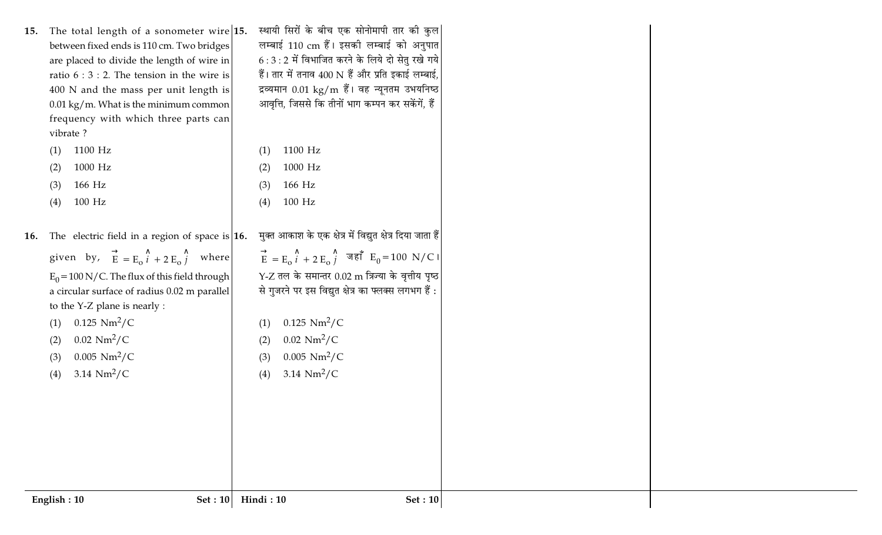15. The total length of a sonometer wire between fixed ends is 110 cm. Two bridges are placed to divide the length of wire in ratio 6 : 3 : 2. The tension in the wire is 400 N and the mass per unit length is 0.01 kg/m. What is the minimum common frequency with which three parts can vibrate ?

(1) 1100 Hz
(2) 1000 Hz
(3) 166 Hz
(4) 100 Hz

16. The electric field in a region of space is given by, $\vec{E} = E_o \hat{i} + 2 E_o \hat{j}$ where $E_0 = 100$ N/C. The flux of this field through a circular surface of radius 0.02 m parallel to the Y-Z plane is nearly :

(1) 0.125 $Nm^2/C$
(2) 0.02 $Nm^2/C$
(3) 0.005 $Nm^2/C$
(4) 3.14 $Nm^2/C$

15. स्थायी सिरों के बीच एक सोनोमापी तार की कुल लम्बाई 110 cm हैं। इसकी लम्बाई को अनुपात 6 : 3 : 2 में विभाजित करने के लिये दो सेतु रखे गये हैं। तार में तनाव 400 N हैं और प्रति इकाई लम्बाई, द्रव्यमान 0.01 kg/m हैं। वह न्यूनतम उभयनिष्ठ आवृत्ति, जिससे कि तीनों भाग कम्पन कर सकेंगें, हैं

(1) 1100 Hz
(2) 1000 Hz
(3) 166 Hz
(4) 100 Hz

16. मुक्त आकाश के एक क्षेत्र में विद्युत क्षेत्र दिया जाता हैं $\vec{E} = E_o \hat{i} + 2 E_o \hat{j}$ जहाँ $E_0 = 100$ N/C। Y-Z तल के समान्तर 0.02 m त्रिज्या के वृत्तीय पृष्ठ से गुजरने पर इस विद्युत क्षेत्र का फ्लक्स लगभग हैं :

(1) 0.125 $Nm^2/C$
(2) 0.02 $Nm^2/C$
(3) 0.005 $Nm^2/C$
(4) 3.14 $Nm^2/C$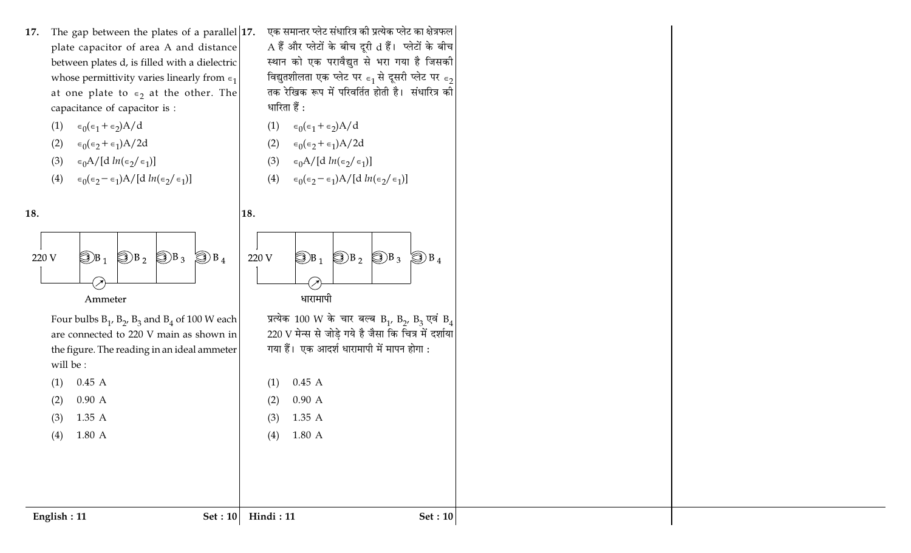**17.** The gap between the plates of a parallel plate capacitor of area A and distance between plates d, is filled with a dielectric whose permittivity varies linearly from $\epsilon_1$ at one plate to $\epsilon_2$ at the other. The capacitance of capacitor is :

(1) $\epsilon_0(\epsilon_1+\epsilon_2)A/d$

(2) $\epsilon_0(\epsilon_2+\epsilon_1)A/2d$

(3) $\epsilon_0 A/[d\ ln(\epsilon_2/\epsilon_1)]$

(4) $\epsilon_0(\epsilon_2-\epsilon_1)A/[d\ ln(\epsilon_2/\epsilon_1)]$

**17.** एक समान्तर प्लेट संधारित्र की प्रत्येक प्लेट का क्षेत्रफल A हैं और प्लेटों के बीच दूरी d हैं। प्लेटों के बीच स्थान को एक परावैद्युत से भरा गया है जिसकी विद्युतशीलता एक प्लेट पर $\epsilon_1$ से दूसरी प्लेट पर $\epsilon_2$ तक रेखिक रूप में परिवर्तित होती है। संधारित्र की धारिता हैं :

(1) $\epsilon_0(\epsilon_1+\epsilon_2)A/d$

(2) $\epsilon_0(\epsilon_2+\epsilon_1)A/2d$

(3) $\epsilon_0 A/[d\ ln(\epsilon_2/\epsilon_1)]$

(4) $\epsilon_0(\epsilon_2-\epsilon_1)A/[d\ ln(\epsilon_2/\epsilon_1)]$

**18.**

220 V $B_1$ $B_2$ $B_3$ $B_4$

Ammeter

Four bulbs $B_1$, $B_2$, $B_3$ and $B_4$ of 100 W each are connected to 220 V main as shown in the figure. The reading in an ideal ammeter will be :

(1) 0.45 A

(2) 0.90 A

(3) 1.35 A

(4) 1.80 A

**18.**

220 V $B_1$ $B_2$ $B_3$ $B_4$

धारामापी

प्रत्येक 100 W के चार बल्ब $B_1$, $B_2$, $B_3$ एवं $B_4$ 220 V मेन्स से जोड़े गये है जैसा कि चित्र में दर्शाया गया हैं। एक आदर्श धारामापी में मापन होगा :

(1) 0.45 A

(2) 0.90 A

(3) 1.35 A

(4) 1.80 A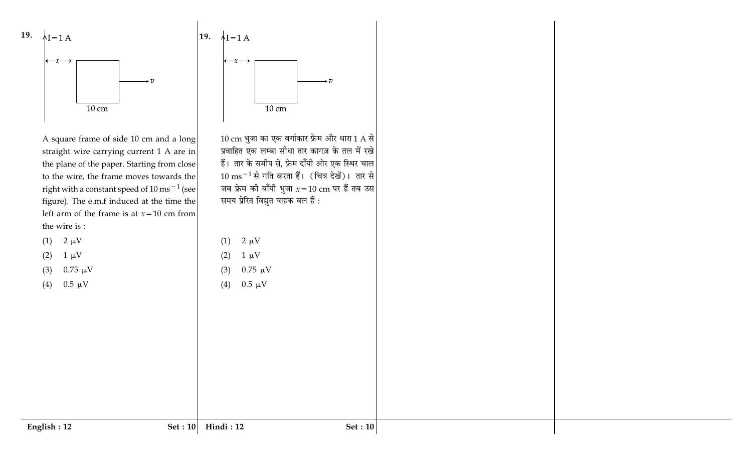**19.**

$I = 1$ A

$x$

10 cm

$v$

A square frame of side 10 cm and a long straight wire carrying current 1 A are in the plane of the paper. Starting from close to the wire, the frame moves towards the right with a constant speed of 10 $ms^{-1}$ (see figure). The e.m.f induced at the time the left arm of the frame is at $x = 10$ cm from the wire is :

(1) 2 $\mu$V

(2) 1 $\mu$V

(3) 0.75 $\mu$V

(4) 0.5 $\mu$V

**19.**

$I = 1$ A

$x$

10 cm

$v$

10 cm भुजा का एक वर्गाकार फ्रेम और धारा 1 A से प्रवाहित एक लम्बा सीधा तार कागज़ के तल में रखे हैं। तार के समीप से, फ्रेम दाँयी ओर एक स्थिर चाल 10 $ms^{-1}$ से गति करता हैं। (चित्र देखें)। तार से जब फ्रेम की बाँयी भुजा $x = 10$ cm पर हैं तब उस समय प्रेरित विद्युत वाहक बल हैं :

(1) 2 $\mu$V

(2) 1 $\mu$V

(3) 0.75 $\mu$V

(4) 0.5 $\mu$V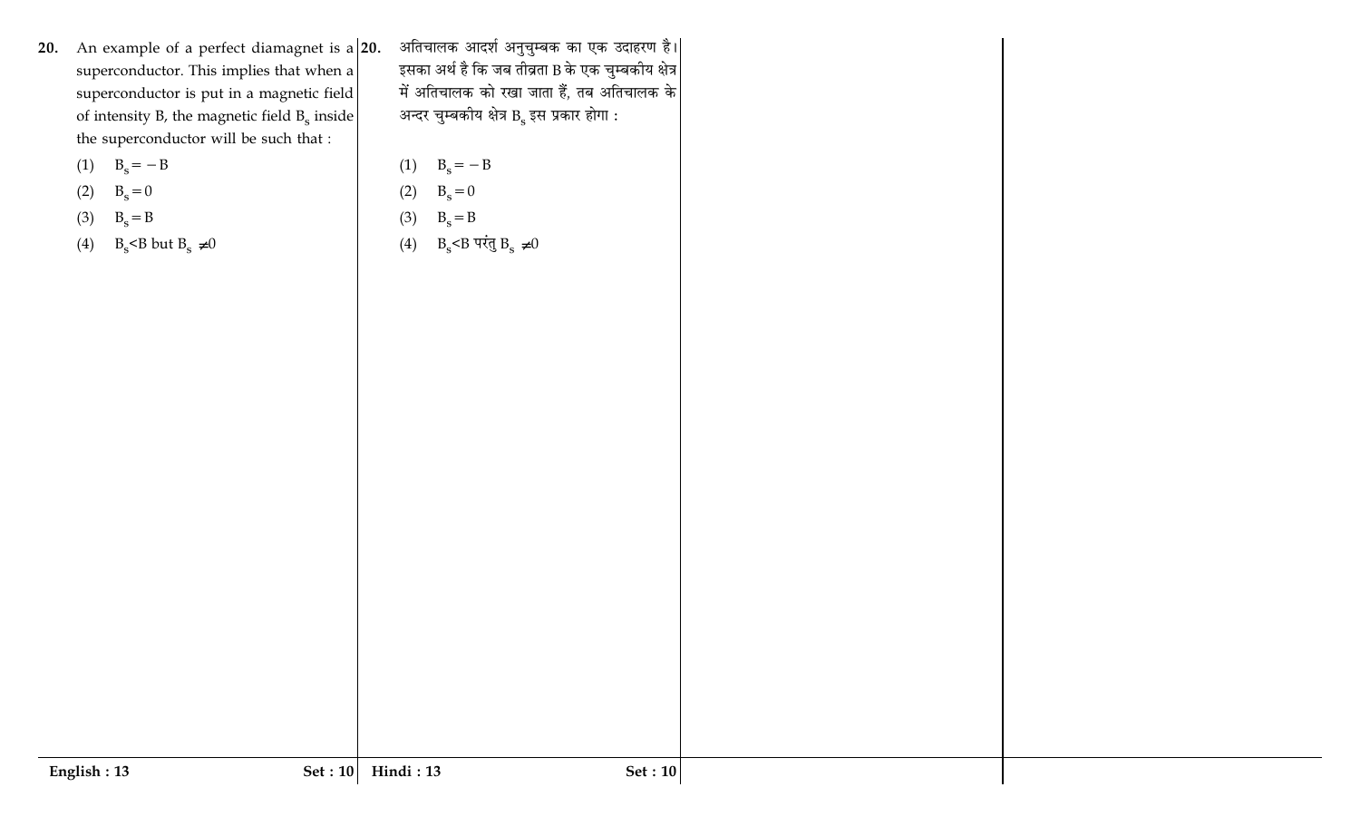20. An example of a perfect diamagnet is a superconductor. This implies that when a superconductor is put in a magnetic field of intensity B, the magnetic field $B_s$ inside the superconductor will be such that :

(1) $B_s = -B$

(2) $B_s = 0$

(3) $B_s = B$

(4) $B_s < B$ but $B_s \neq 0$

20. अतिचालक आदर्श अनुचुम्बक का एक उदाहरण है। इसका अर्थ है कि जब तीव्रता B के एक चुम्बकीय क्षेत्र में अतिचालक को रखा जाता हैं, तब अतिचालक के अन्दर चुम्बकीय क्षेत्र $B_s$ इस प्रकार होगा :

(1) $B_s = -B$

(2) $B_s = 0$

(3) $B_s = B$

(4) $B_s < B$ परंतु $B_s \neq 0$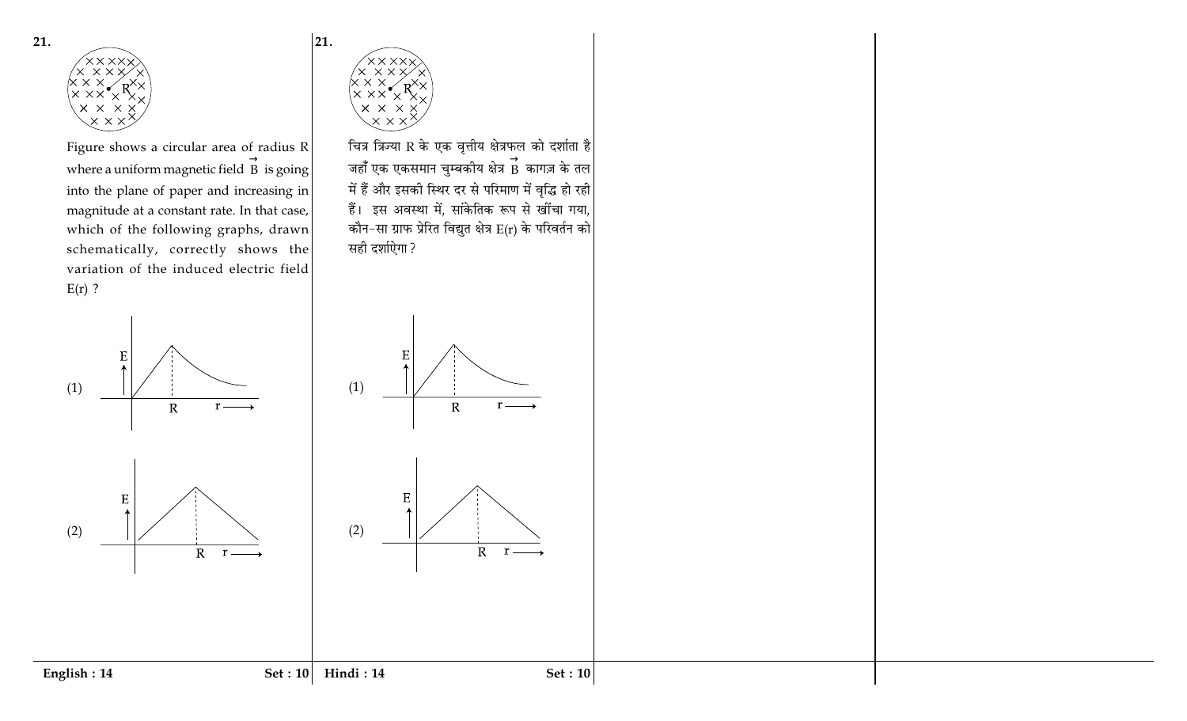**21.**

Figure shows a circular area of radius R where a uniform magnetic field $\vec{B}$ is going into the plane of paper and increasing in magnitude at a constant rate. In that case, which of the following graphs, drawn schematically, correctly shows the variation of the induced electric field E(r) ?

(1)

(2)

**21.**

चित्र त्रिज्या R के एक वृत्तीय क्षेत्रफल को दर्शाता है जहाँ एक एकसमान चुम्बकीय क्षेत्र $\vec{B}$ कागज़ के तल में हैं और इसकी स्थिर दर से परिमाण में वृद्धि हो रही हैं। इस अवस्था में, सांकेतिक रूप से खींचा गया, कौन-सा ग्राफ प्रेरित विद्युत क्षेत्र E(r) के परिवर्तन को सही दर्शाऐगा ?

(1)

(2)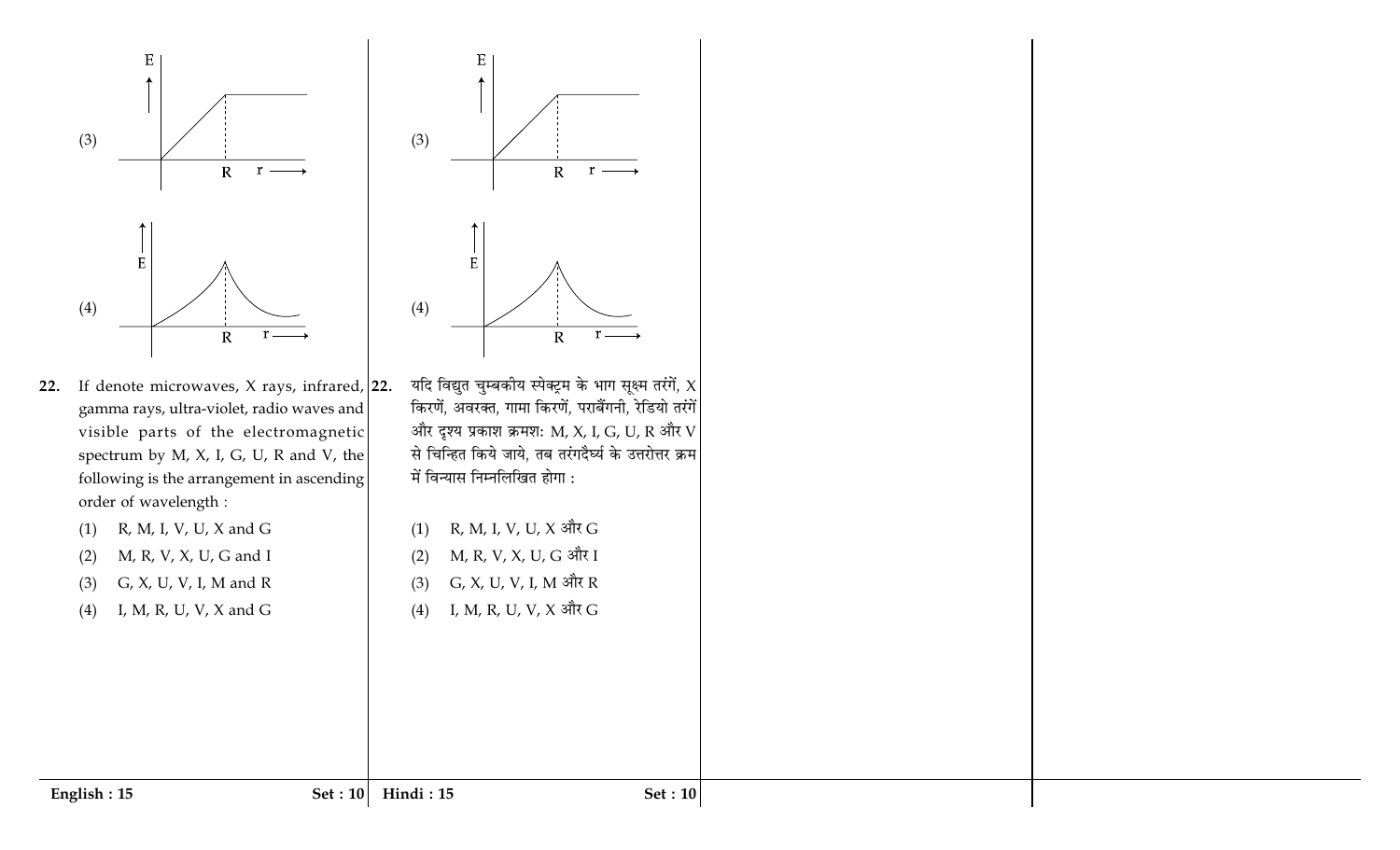(3)

(4)

22. If denote microwaves, X rays, infrared, gamma rays, ultra-violet, radio waves and visible parts of the electromagnetic spectrum by M, X, I, G, U, R and V, the following is the arrangement in ascending order of wavelength :

(1) R, M, I, V, U, X and G
(2) M, R, V, X, U, G and I
(3) G, X, U, V, I, M and R
(4) I, M, R, U, V, X and G

(3)

(4)

22. यदि विद्युत चुम्बकीय स्पेक्ट्रम के भाग सूक्ष्म तरंगें, X किरणें, अवरक्त, गामा किरणें, पराबैंगनी, रेडियो तरंगें और दृश्य प्रकाश क्रमशः M, X, I, G, U, R और V से चिन्हित किये जाये, तब तरंगदैर्घ्य के उत्तरोत्तर क्रम में विन्यास निम्नलिखित होगा :

(1) R, M, I, V, U, X और G
(2) M, R, V, X, U, G और I
(3) G, X, U, V, I, M और R
(4) I, M, R, U, V, X और G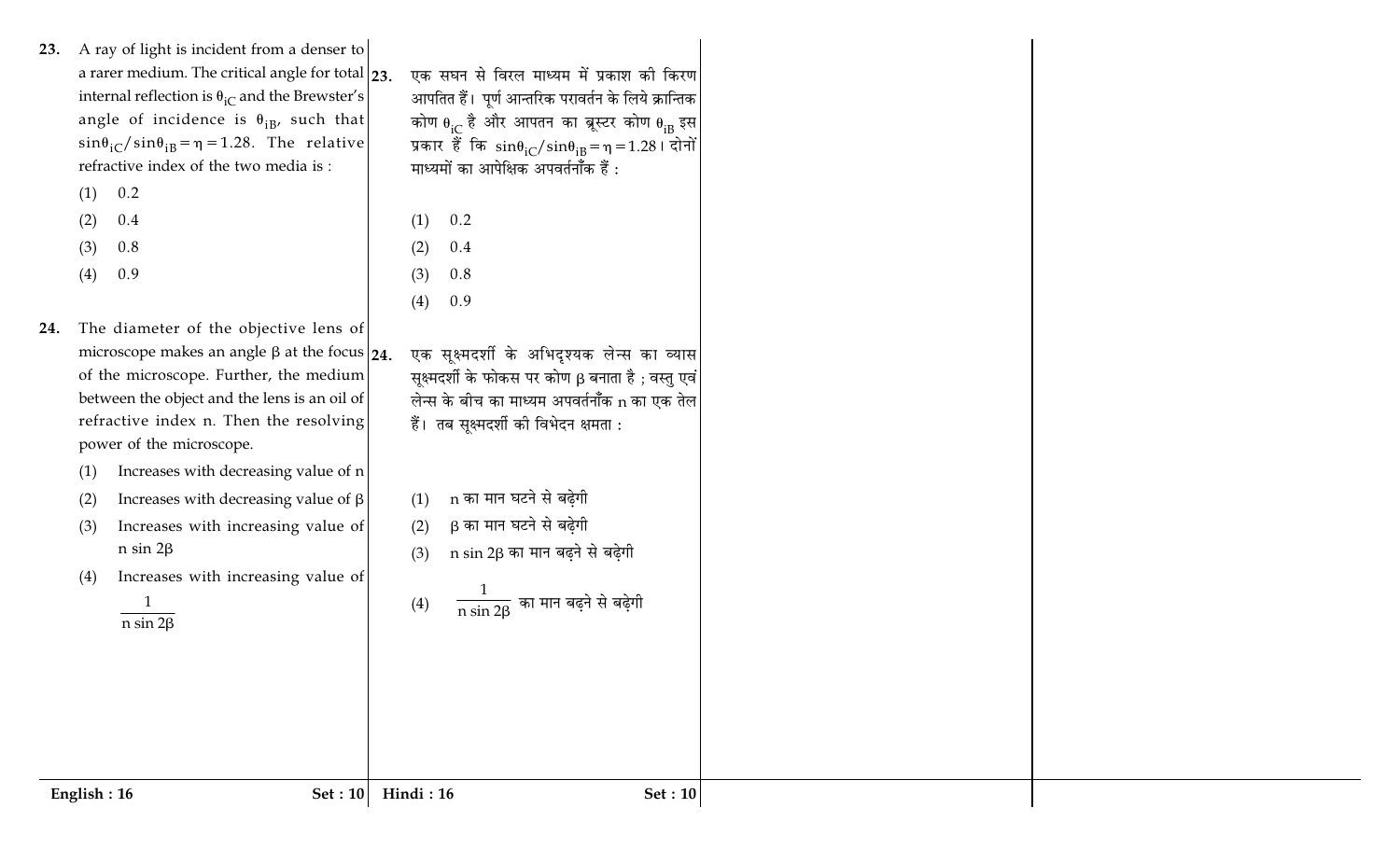**23.** A ray of light is incident from a denser to a rarer medium. The critical angle for total internal reflection is $\theta_{iC}$ and the Brewster's angle of incidence is $\theta_{iB}$, such that $\sin\theta_{iC}/\sin\theta_{iB} = \eta = 1.28$. The relative refractive index of the two media is :

(1) 0.2

(2) 0.4

(3) 0.8

(4) 0.9

**24.** The diameter of the objective lens of microscope makes an angle $\beta$ at the focus of the microscope. Further, the medium between the object and the lens is an oil of refractive index n. Then the resolving power of the microscope.

(1) Increases with decreasing value of n

(2) Increases with decreasing value of $\beta$

(3) Increases with increasing value of $n \sin 2\beta$

(4) Increases with increasing value of $\frac{1}{n \sin 2\beta}$

**23.** एक सघन से विरल माध्यम में प्रकाश की किरण आपतित हैं। पूर्ण आन्तरिक परावर्तन के लिये क्रान्तिक कोण $\theta_{iC}$ है और आपतन का ब्रूस्टर कोण $\theta_{iB}$ इस प्रकार हैं कि $\sin\theta_{iC}/\sin\theta_{iB} = \eta = 1.28$। दोनों माध्यमों का आपेक्षिक अपवर्तनाँक हैं :

(1) 0.2

(2) 0.4

(3) 0.8

(4) 0.9

**24.** एक सूक्ष्मदर्शी के अभिदृश्यक लेन्स का व्यास सूक्ष्मदर्शी के फोकस पर कोण $\beta$ बनाता है ; वस्तु एवं लेन्स के बीच का माध्यम अपवर्तनाँक n का एक तेल हैं। तब सूक्ष्मदर्शी की विभेदन क्षमता :

(1) n का मान घटने से बढ़ेगी

(2) $\beta$ का मान घटने से बढ़ेगी

(3) $n \sin 2\beta$ का मान बढ़ने से बढ़ेगी

(4) $\frac{1}{n \sin 2\beta}$ का मान बढ़ने से बढ़ेगी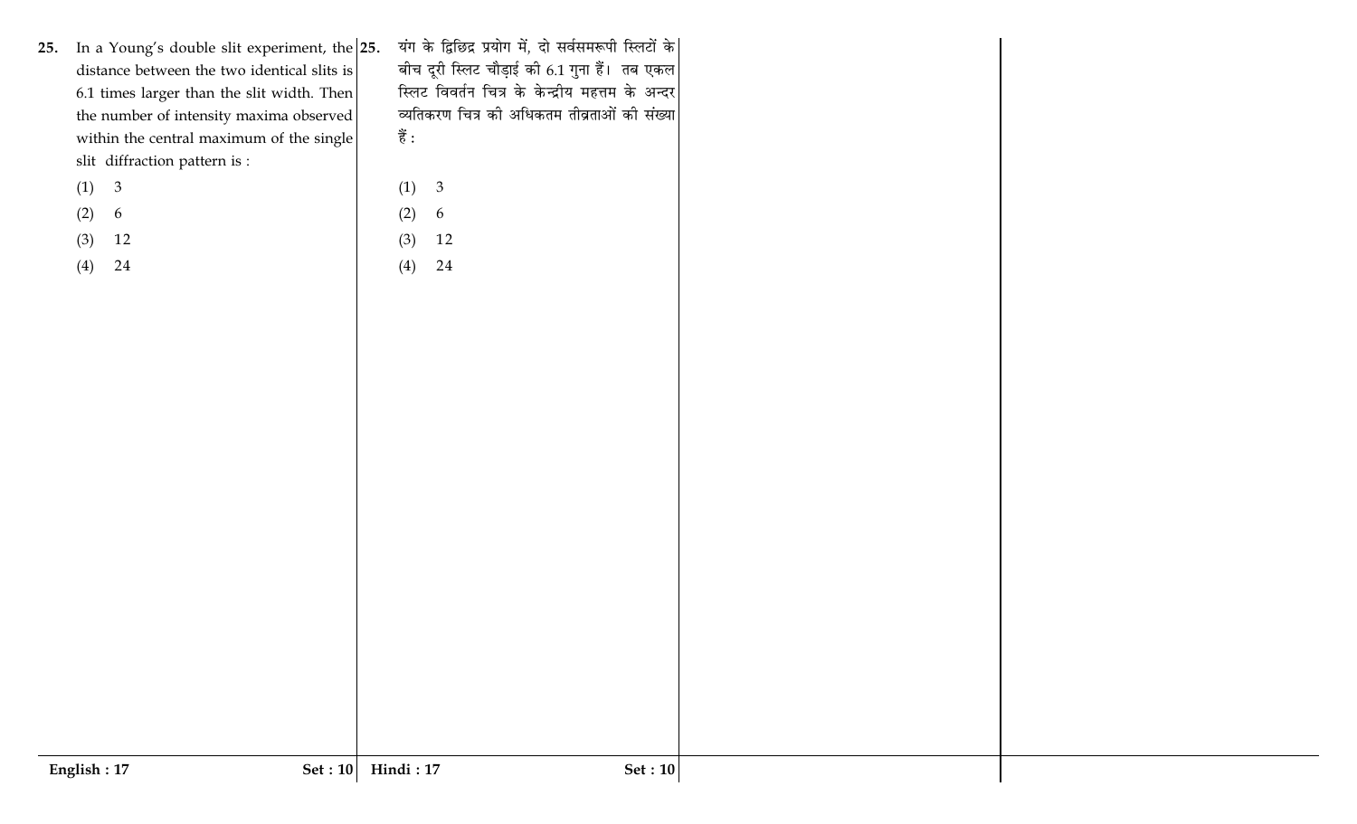25. In a Young's double slit experiment, the distance between the two identical slits is 6.1 times larger than the slit width. Then the number of intensity maxima observed within the central maximum of the single slit diffraction pattern is :

(1) 3

(2) 6

(3) 12

(4) 24

25. यंग के द्विछिद्र प्रयोग में, दो सर्वसमरूपी स्लिटों के बीच दूरी स्लिट चौड़ाई की 6.1 गुना हैं। तब एकल स्लिट विवर्तन चित्र के केन्द्रीय महत्तम के अन्दर व्यतिकरण चित्र की अधिकतम तीव्रताओं की संख्या हैं :

(1) 3

(2) 6

(3) 12

(4) 24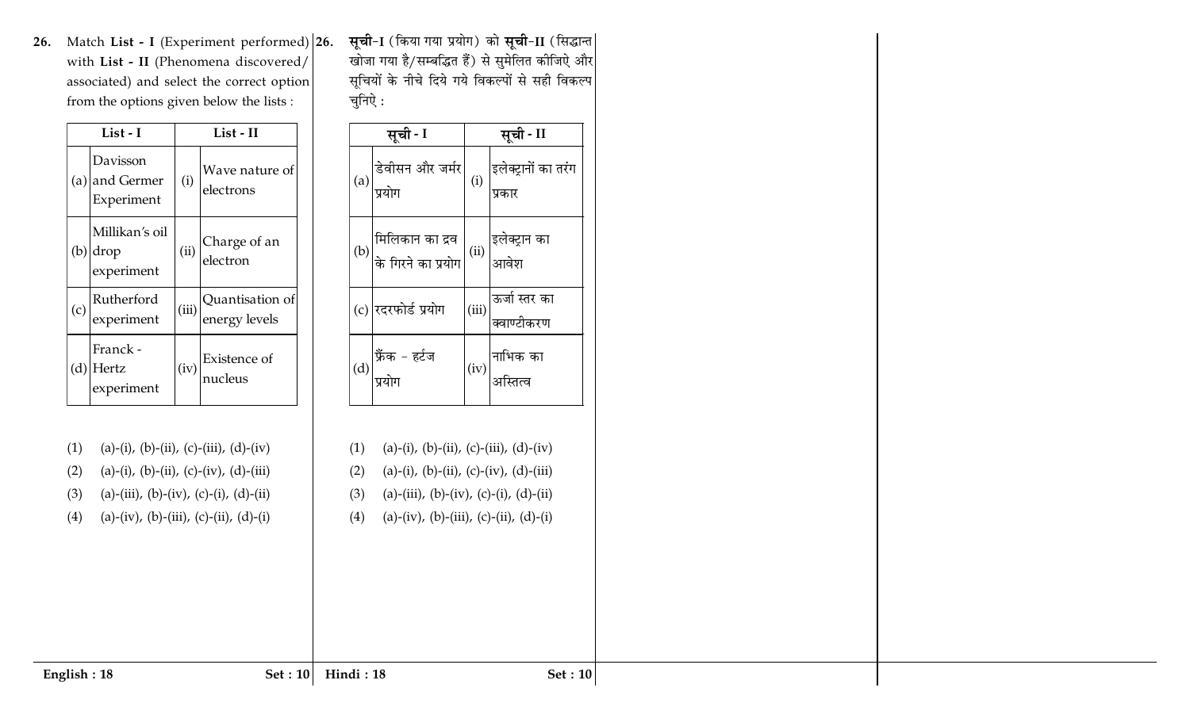**26.** Match **List - I** (Experiment performed) with **List - II** (Phenomena discovered/associated) and select the correct option from the options given below the lists :

| | List - I | | List - II |
|---|---|---|---|
| (a) | Davisson and Germer Experiment | (i) | Wave nature of electrons |
| (b) | Millikan's oil drop experiment | (ii) | Charge of an electron |
| (c) | Rutherford experiment | (iii) | Quantisation of energy levels |
| (d) | Franck - Hertz experiment | (iv) | Existence of nucleus |

(1) (a)-(i), (b)-(ii), (c)-(iii), (d)-(iv)

(2) (a)-(i), (b)-(ii), (c)-(iv), (d)-(iii)

(3) (a)-(iii), (b)-(iv), (c)-(i), (d)-(ii)

(4) (a)-(iv), (b)-(iii), (c)-(ii), (d)-(i)

**26.** **सूची**-**I** (किया गया प्रयोग) को **सूची**-**II** (सिद्धान्त खोजा गया है/सम्बद्धित हैं) से सुमेलित कीजिए और सूचियों के नीचे दिये गये विकल्पों से सही विकल्प चुनिऐ :

| | सूची - I | | सूची - II |
|---|---|---|---|
| (a) | डेवीसन और जर्मर प्रयोग | (i) | इलेक्ट्रानों का तरंग प्रकार |
| (b) | मिलिकान का द्रव के गिरने का प्रयोग | (ii) | इलेक्ट्रान का आवेश |
| (c) | रदरफोर्ड प्रयोग | (iii) | ऊर्जा स्तर का क्वाण्टीकरण |
| (d) | फ्रैंक – हर्टज प्रयोग | (iv) | नाभिक का अस्तित्व |

(1) (a)-(i), (b)-(ii), (c)-(iii), (d)-(iv)

(2) (a)-(i), (b)-(ii), (c)-(iv), (d)-(iii)

(3) (a)-(iii), (b)-(iv), (c)-(i), (d)-(ii)

(4) (a)-(iv), (b)-(iii), (c)-(ii), (d)-(i)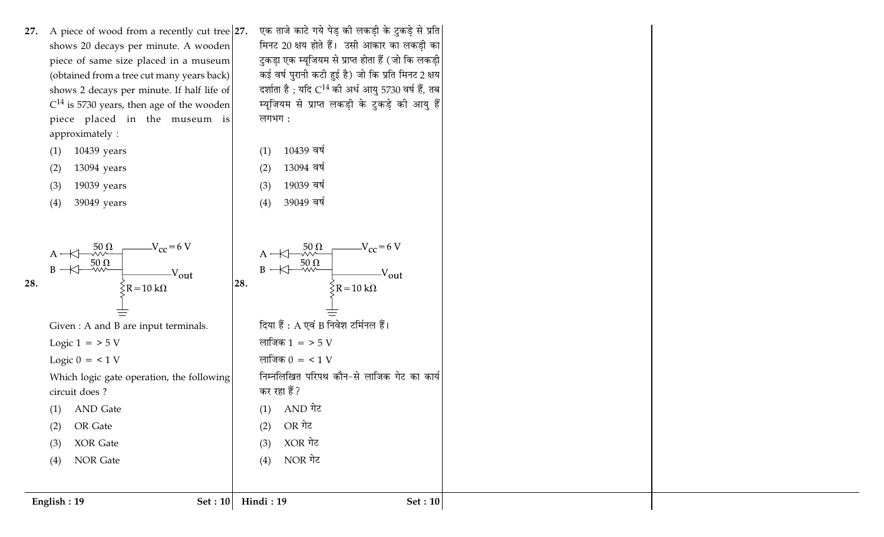27. A piece of wood from a recently cut tree shows 20 decays per minute. A wooden piece of same size placed in a museum (obtained from a tree cut many years back) shows 2 decays per minute. If half life of $C^{14}$ is 5730 years, then age of the wooden piece placed in the museum is approximately :

(1) 10439 years

(2) 13094 years

(3) 19039 years

(4) 39049 years

28. A —|◁— 50 Ω — ; B —|◁— 50 Ω — ; $V_{cc} = 6$ V ; $V_{out}$ ; $R = 10$ kΩ

Given : A and B are input terminals.

Logic 1 = > 5 V

Logic 0 = < 1 V

Which logic gate operation, the following circuit does ?

(1) AND Gate

(2) OR Gate

(3) XOR Gate

(4) NOR Gate

27. एक ताजे काटे गये पेड़ की लकड़ी के टुकड़े से प्रति मिनट 20 क्षय होते हैं। उसी आकार का लकड़ी का टुकड़ा एक म्यूजियम से प्राप्त होता हैं (जो कि लकड़ी कई वर्ष पुरानी कटी हुई है) जो कि प्रति मिनट 2 क्षय दर्शाता है ; यदि $C^{14}$ की अर्ध आयु 5730 वर्ष हैं, तब म्यूजियम से प्राप्त लकड़ी के टुकड़े की आयु हैं लगभग :

(1) 10439 वर्ष

(2) 13094 वर्ष

(3) 19039 वर्ष

(4) 39049 वर्ष

28. A —|◁— 50 Ω — ; B —|◁— 50 Ω — ; $V_{cc} = 6$ V ; $V_{out}$ ; $R = 10$ kΩ

दिया हैं : A एवं B निवेश टर्मिनल हैं।

लाजिक 1 = > 5 V

लाजिक 0 = < 1 V

निम्नलिखित परिपथ कौन-से लाजिक गेट का कार्य कर रहा हैं ?

(1) AND गेट

(2) OR गेट

(3) XOR गेट

(4) NOR गेट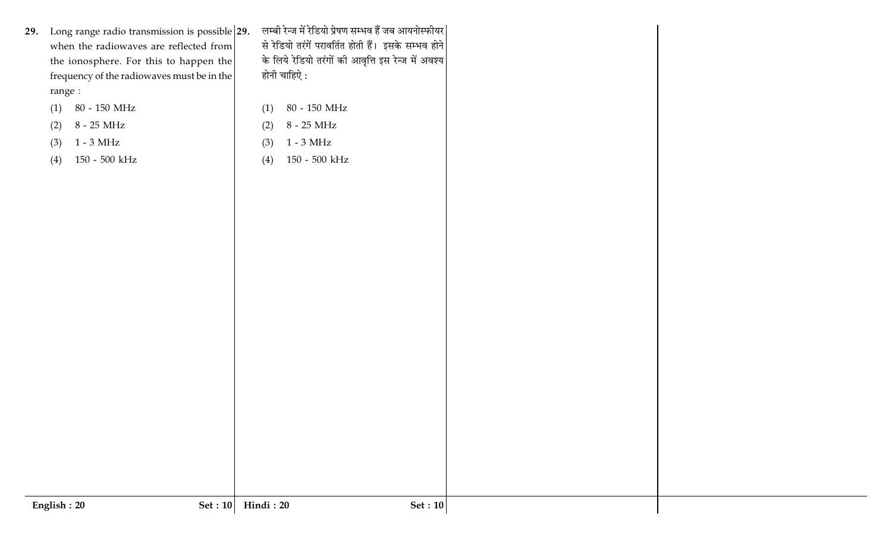29. Long range radio transmission is possible when the radiowaves are reflected from the ionosphere. For this to happen the frequency of the radiowaves must be in the range :

(1) 80 - 150 MHz

(2) 8 - 25 MHz

(3) 1 - 3 MHz

(4) 150 - 500 kHz

29. लम्बी रेन्ज में रेडियो प्रेषण सम्भव हैं जब आयनोस्फीयर से रेडियो तरंगें परावर्तित होती हैं। इसके सम्भव होने के लिये रेडियो तरंगों की आवृत्ति इस रेन्ज में अवश्य होनी चाहिऐ :

(1) 80 - 150 MHz

(2) 8 - 25 MHz

(3) 1 - 3 MHz

(4) 150 - 500 kHz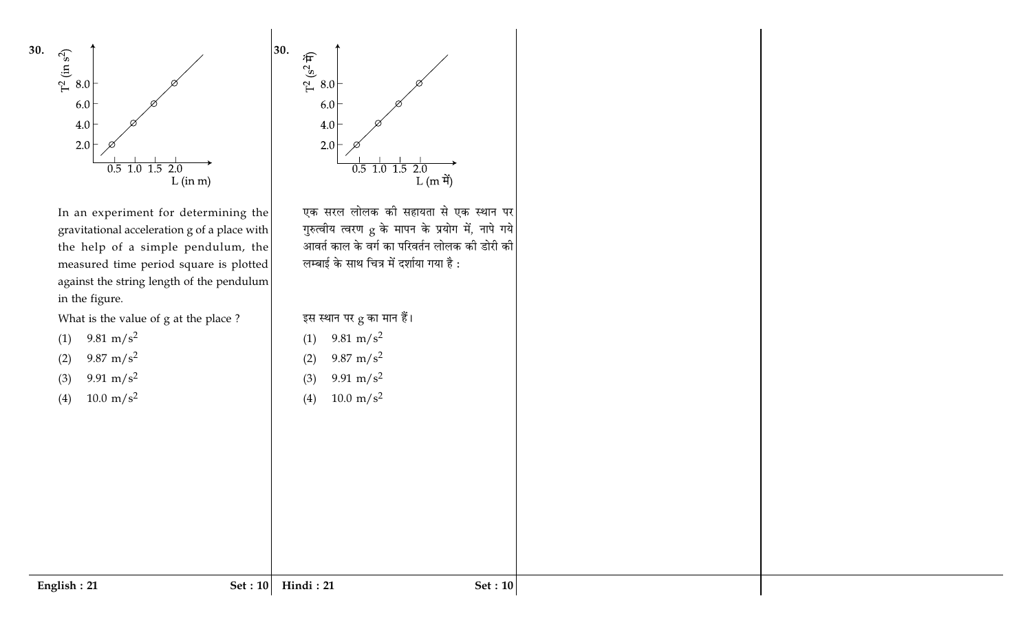**30.**

In an experiment for determining the gravitational acceleration g of a place with the help of a simple pendulum, the measured time period square is plotted against the string length of the pendulum in the figure.

What is the value of g at the place ?

(1) $9.81 \text{ m/s}^2$

(2) $9.87 \text{ m/s}^2$

(3) $9.91 \text{ m/s}^2$

(4) $10.0 \text{ m/s}^2$

**30.**

एक सरल लोलक की सहायता से एक स्थान पर गुरुत्वीय त्वरण g के मापन के प्रयोग में, नापे गये आवर्त काल के वर्ग का परिवर्तन लोलक की डोरी की लम्बाई के साथ चित्र में दर्शाया गया है :

इस स्थान पर g का मान हैं।

(1) $9.81 \text{ m/s}^2$

(2) $9.87 \text{ m/s}^2$

(3) $9.91 \text{ m/s}^2$

(4) $10.0 \text{ m/s}^2$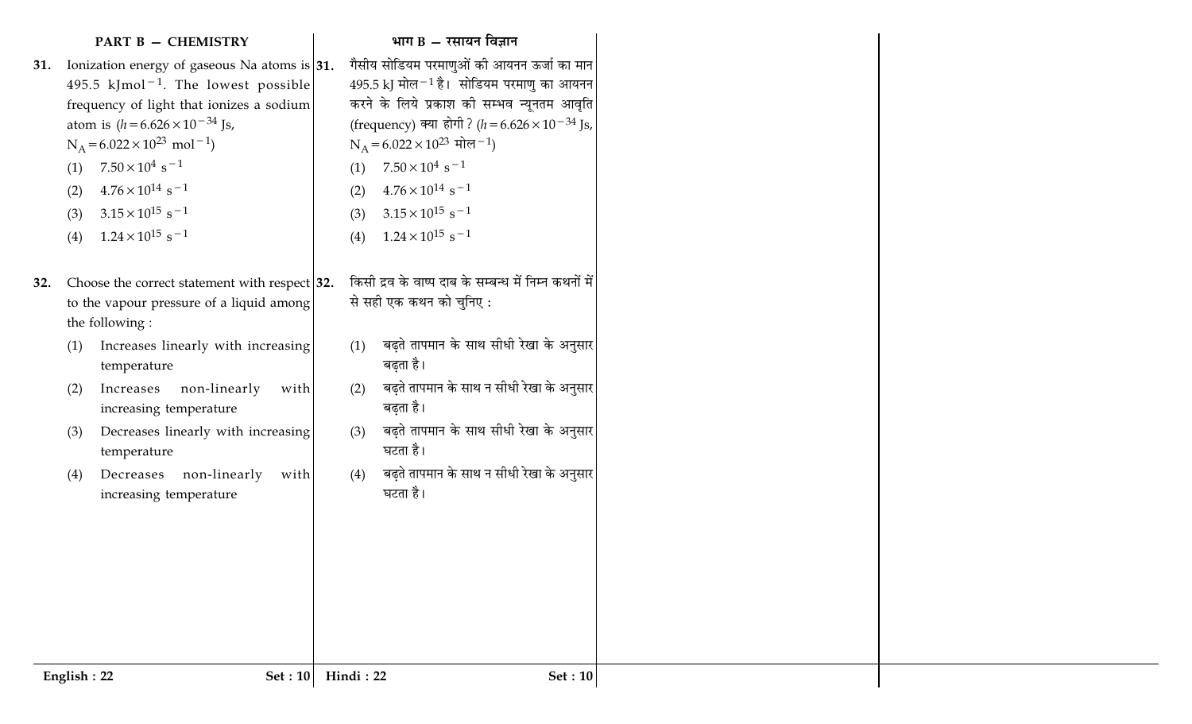## PART B — CHEMISTRY

**31.** Ionization energy of gaseous Na atoms is 495.5 $kJmol^{-1}$. The lowest possible frequency of light that ionizes a sodium atom is ($h = 6.626 \times 10^{-34}$ Js, $N_A = 6.022 \times 10^{23}$ $mol^{-1}$)

(1) $7.50 \times 10^{4}$ $s^{-1}$

(2) $4.76 \times 10^{14}$ $s^{-1}$

(3) $3.15 \times 10^{15}$ $s^{-1}$

(4) $1.24 \times 10^{15}$ $s^{-1}$

**32.** Choose the correct statement with respect to the vapour pressure of a liquid among the following :

(1) Increases linearly with increasing temperature

(2) Increases non-linearly with increasing temperature

(3) Decreases linearly with increasing temperature

(4) Decreases non-linearly with increasing temperature

## भाग B — रसायन विज्ञान

**31.** गैसीय सोडियम परमाणुओं की आयनन ऊर्जा का मान 495.5 kJ $मोल^{-1}$ है। सोडियम परमाणु का आयनन करने के लिये प्रकाश की सम्भव न्यूनतम आवृति (frequency) क्या होगी ? ($h = 6.626 \times 10^{-34}$ Js, $N_A = 6.022 \times 10^{23}$ $मोल^{-1}$)

(1) $7.50 \times 10^{4}$ $s^{-1}$

(2) $4.76 \times 10^{14}$ $s^{-1}$

(3) $3.15 \times 10^{15}$ $s^{-1}$

(4) $1.24 \times 10^{15}$ $s^{-1}$

**32.** किसी द्रव के वाष्प दाब के सम्बन्ध में निम्न कथनों में से सही एक कथन को चुनिए :

(1) बढ़ते तापमान के साथ सीधी रेखा के अनुसार बढ़ता है।

(2) बढ़ते तापमान के साथ न सीधी रेखा के अनुसार बढ़ता है।

(3) बढ़ते तापमान के साथ सीधी रेखा के अनुसार घटता है।

(4) बढ़ते तापमान के साथ न सीधी रेखा के अनुसार घटता है।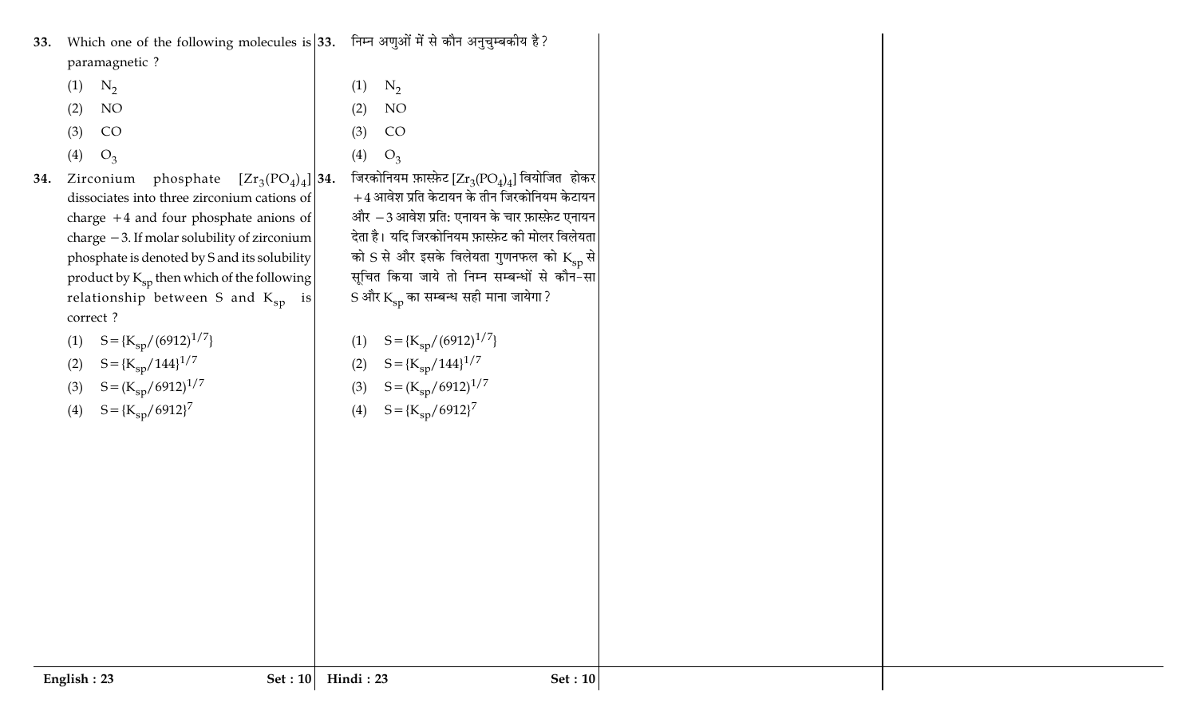33. Which one of the following molecules is paramagnetic ?

(1) $N_2$

(2) NO

(3) CO

(4) $O_3$

34. Zirconium phosphate $[Zr_3(PO_4)_4]$ dissociates into three zirconium cations of charge +4 and four phosphate anions of charge −3. If molar solubility of zirconium phosphate is denoted by S and its solubility product by $K_{sp}$ then which of the following relationship between S and $K_{sp}$ is correct ?

(1) $S = \{K_{sp}/(6912)^{1/7}\}$

(2) $S = \{K_{sp}/144\}^{1/7}$

(3) $S = (K_{sp}/6912)^{1/7}$

(4) $S = \{K_{sp}/6912\}^{7}$

33. निम्न अणुओं में से कौन अनुचुम्बकीय है ?

(1) $N_2$

(2) NO

(3) CO

(4) $O_3$

34. जिरकोनियम फ़ास्फ़ेट $[Zr_3(PO_4)_4]$ वियोजित होकर +4 आवेश प्रति केटायन के तीन जिरकोनियम केटायन और −3 आवेश प्रतिः एनायन के चार फ़ास्फ़ेट एनायन देता है। यदि जिरकोनियम फ़ास्फ़ेट की मोलर विलेयता को S से और इसके विलेयता गुणनफल को $K_{sp}$ से सूचित किया जाये तो निम्न सम्बन्धों से कौन-सा S और $K_{sp}$ का सम्बन्ध सही माना जायेगा ?

(1) $S = \{K_{sp}/(6912)^{1/7}\}$

(2) $S = \{K_{sp}/144\}^{1/7}$

(3) $S = (K_{sp}/6912)^{1/7}$

(4) $S = \{K_{sp}/6912\}^{7}$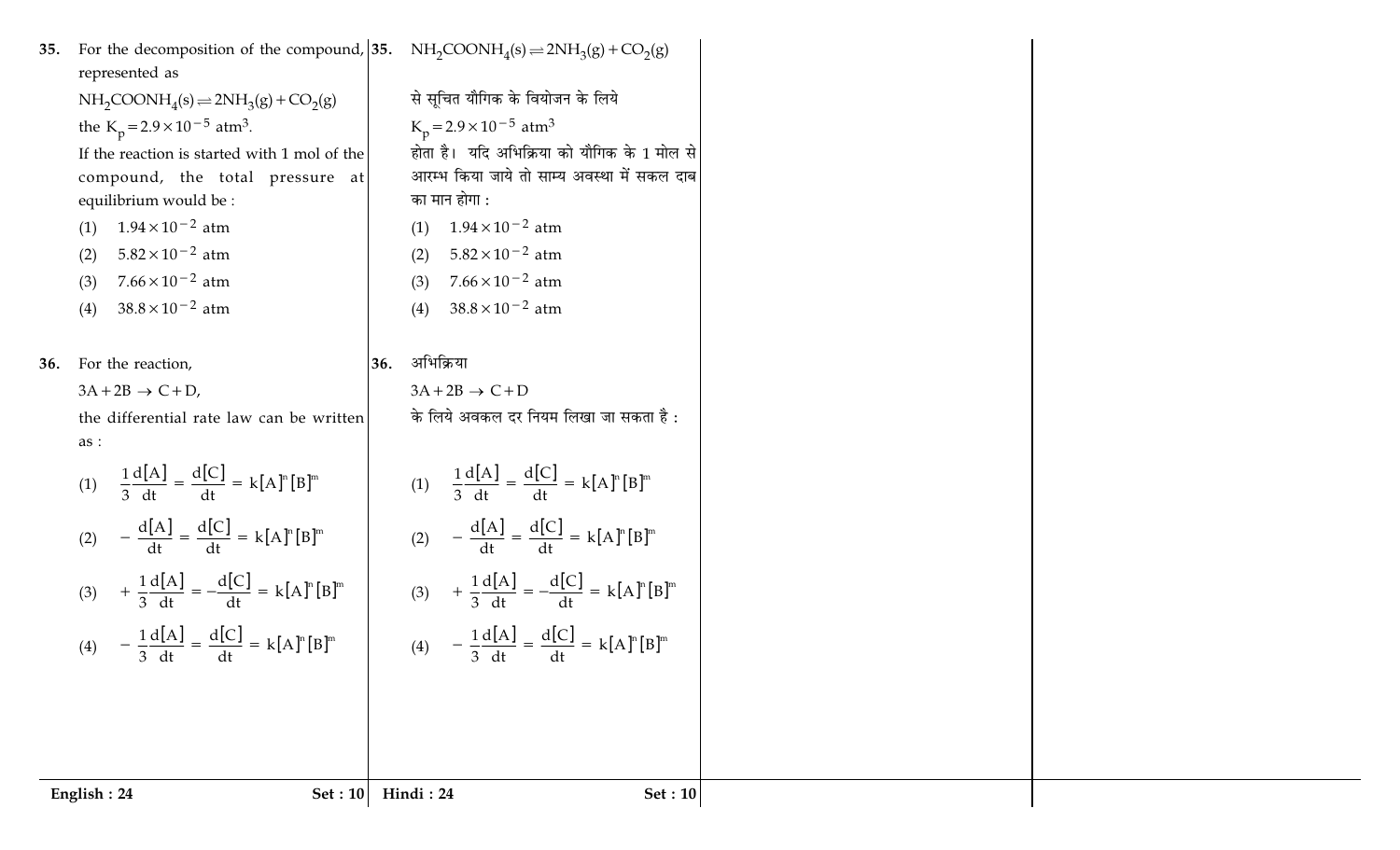35. For the decomposition of the compound, represented as

$NH_2COONH_4(s) \rightleftharpoons 2NH_3(g) + CO_2(g)$

the $K_p = 2.9 \times 10^{-5}$ atm$^3$.

If the reaction is started with 1 mol of the compound, the total pressure at equilibrium would be :

(1) $1.94 \times 10^{-2}$ atm

(2) $5.82 \times 10^{-2}$ atm

(3) $7.66 \times 10^{-2}$ atm

(4) $38.8 \times 10^{-2}$ atm

36. For the reaction,

$3A + 2B \rightarrow C + D$,

the differential rate law can be written as :

(1) $\frac{1}{3}\frac{d[A]}{dt} = \frac{d[C]}{dt} = k[A]^n[B]^m$

(2) $-\frac{d[A]}{dt} = \frac{d[C]}{dt} = k[A]^n[B]^m$

(3) $+\frac{1}{3}\frac{d[A]}{dt} = -\frac{d[C]}{dt} = k[A]^n[B]^m$

(4) $-\frac{1}{3}\frac{d[A]}{dt} = \frac{d[C]}{dt} = k[A]^n[B]^m$

35. $NH_2COONH_4(s) \rightleftharpoons 2NH_3(g) + CO_2(g)$

से सूचित यौगिक के वियोजन के लिये

$K_p = 2.9 \times 10^{-5}$ atm$^3$

होता है। यदि अभिक्रिया को यौगिक के 1 मोल से आरम्भ किया जाये तो साम्य अवस्था में सकल दाब का मान होगा :

(1) $1.94 \times 10^{-2}$ atm

(2) $5.82 \times 10^{-2}$ atm

(3) $7.66 \times 10^{-2}$ atm

(4) $38.8 \times 10^{-2}$ atm

36. अभिक्रिया

$3A + 2B \rightarrow C + D$

के लिये अवकल दर नियम लिखा जा सकता है :

(1) $\frac{1}{3}\frac{d[A]}{dt} = \frac{d[C]}{dt} = k[A]^n[B]^m$

(2) $-\frac{d[A]}{dt} = \frac{d[C]}{dt} = k[A]^n[B]^m$

(3) $+\frac{1}{3}\frac{d[A]}{dt} = -\frac{d[C]}{dt} = k[A]^n[B]^m$

(4) $-\frac{1}{3}\frac{d[A]}{dt} = \frac{d[C]}{dt} = k[A]^n[B]^m$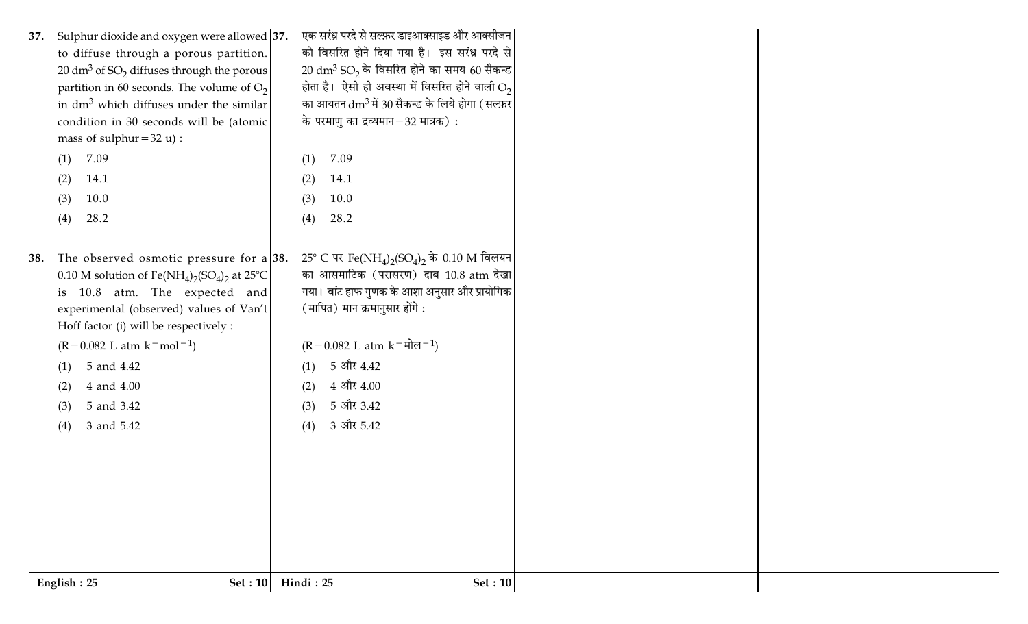37. Sulphur dioxide and oxygen were allowed to diffuse through a porous partition. 20 $dm^3$ of $SO_2$ diffuses through the porous partition in 60 seconds. The volume of $O_2$ in $dm^3$ which diffuses under the similar condition in 30 seconds will be (atomic mass of sulphur = 32 u) :

(1) 7.09

(2) 14.1

(3) 10.0

(4) 28.2

38. The observed osmotic pressure for a 0.10 M solution of $Fe(NH_4)_2(SO_4)_2$ at 25°C is 10.8 atm. The expected and experimental (observed) values of Van't Hoff factor (i) will be respectively :

($R = 0.082$ L atm $k^{-}mol^{-1}$)

(1) 5 and 4.42

(2) 4 and 4.00

(3) 5 and 3.42

(4) 3 and 5.42

37. एक सरंध्र परदे से सल्फ़र डाइआक्साइड और आक्सीजन को विसरित होने दिया गया है। इस सरंध्र परदे से 20 $dm^3$ $SO_2$ के विसरित होने का समय 60 सैकन्ड होता है। ऐसी ही अवस्था में विसरित होने वाली $O_2$ का आयतन $dm^3$ में 30 सैकन्ड के लिये होगा (सल्फ़र के परमाणु का द्रव्यमान = 32 मात्रक) :

(1) 7.09

(2) 14.1

(3) 10.0

(4) 28.2

38. 25° C पर $Fe(NH_4)_2(SO_4)_2$ के 0.10 M विलयन का आसमाटिक (परासरण) दाब 10.8 atm देखा गया। वांट हाफ गुणक के आशा अनुसार और प्रायोगिक (मापित) मान क्रमानुसार होंगे :

($R = 0.082$ L atm $k^{-}$मोल$^{-1}$)

(1) 5 और 4.42

(2) 4 और 4.00

(3) 5 और 3.42

(4) 3 और 5.42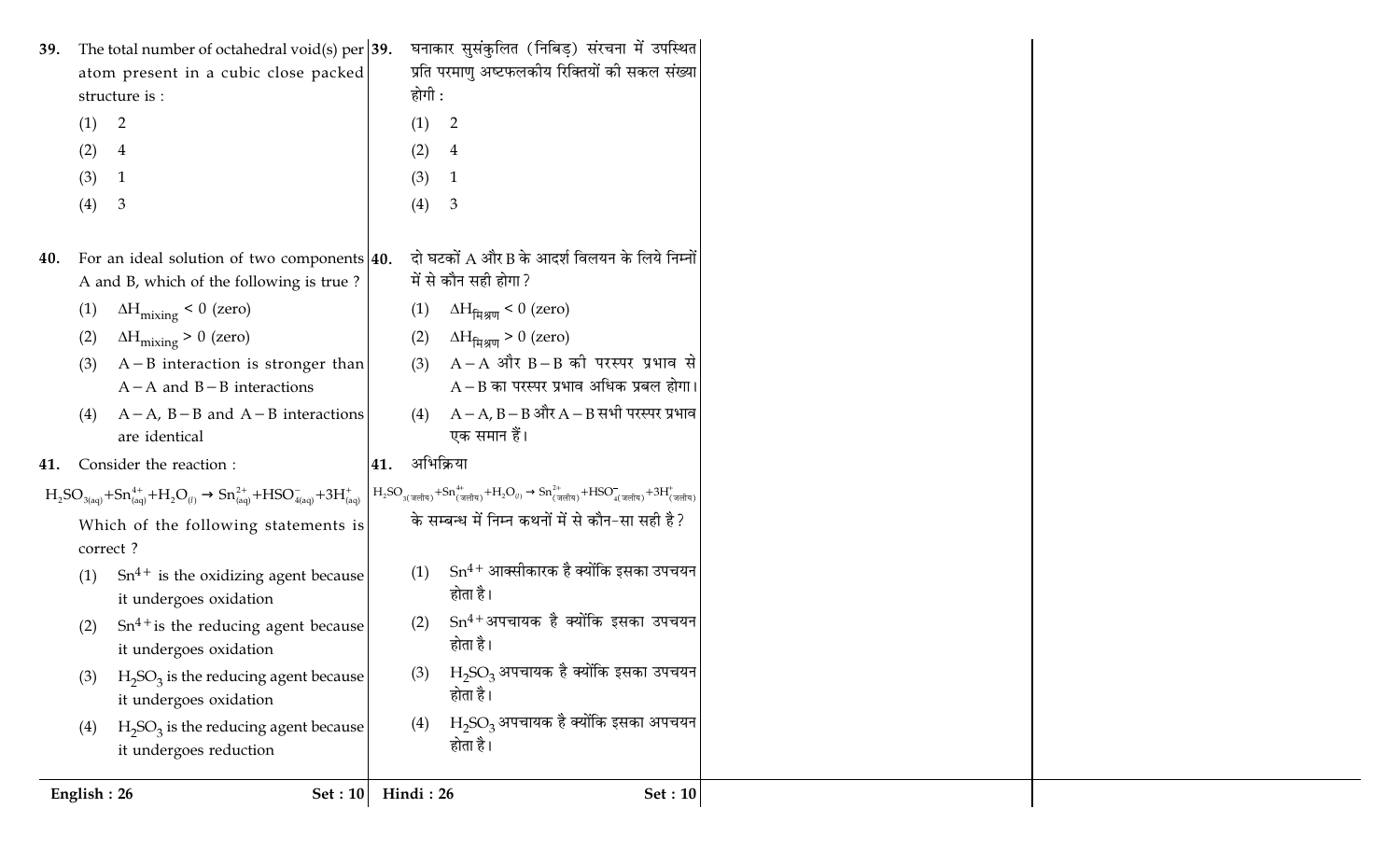39. The total number of octahedral void(s) per atom present in a cubic close packed structure is :

(1) 2

(2) 4

(3) 1

(4) 3

39. घनाकार सुसंकुलित (निबिड़) संरचना में उपस्थित प्रति परमाणु अष्टफलकीय रिक्तियों की सकल संख्या होगी :

(1) 2

(2) 4

(3) 1

(4) 3

40. For an ideal solution of two components A and B, which of the following is true ?

(1) $\Delta H_{mixing} < 0$ (zero)

(2) $\Delta H_{mixing} > 0$ (zero)

(3) $A-B$ interaction is stronger than $A-A$ and $B-B$ interactions

(4) $A-A$, $B-B$ and $A-B$ interactions are identical

40. दो घटकों A और B के आदर्श विलयन के लिये निम्नों में से कौन सही होगा ?

(1) $\Delta H_{\text{मिश्रण}} < 0$ (zero)

(2) $\Delta H_{\text{मिश्रण}} > 0$ (zero)

(3) $A-A$ और $B-B$ की परस्पर प्रभाव से $A-B$ का परस्पर प्रभाव अधिक प्रबल होगा।

(4) $A-A$, $B-B$ और $A-B$ सभी परस्पर प्रभाव एक समान हैं।

41. Consider the reaction :

$$H_2SO_{3(aq)}+Sn^{4+}_{(aq)}+H_2O_{(l)} \rightarrow Sn^{2+}_{(aq)}+HSO^-_{4(aq)}+3H^+_{(aq)}$$

Which of the following statements is correct ?

(1) $Sn^{4+}$ is the oxidizing agent because it undergoes oxidation

(2) $Sn^{4+}$ is the reducing agent because it undergoes oxidation

(3) $H_2SO_3$ is the reducing agent because it undergoes oxidation

(4) $H_2SO_3$ is the reducing agent because it undergoes reduction

41. अभिक्रिया

$$H_2SO_{3(\text{जलीय})}+Sn^{4+}_{(\text{जलीय})}+H_2O_{(l)} \rightarrow Sn^{2+}_{(\text{जलीय})}+HSO^-_{4(\text{जलीय})}+3H^+_{(\text{जलीय})}$$

के सम्बन्ध में निम्न कथनों में से कौन-सा सही है ?

(1) $Sn^{4+}$ आक्सीकारक है क्योंकि इसका उपचयन होता है।

(2) $Sn^{4+}$ अपचायक है क्योंकि इसका उपचयन होता है।

(3) $H_2SO_3$ अपचायक है क्योंकि इसका उपचयन होता है।

(4) $H_2SO_3$ अपचायक है क्योंकि इसका अपचयन होता है।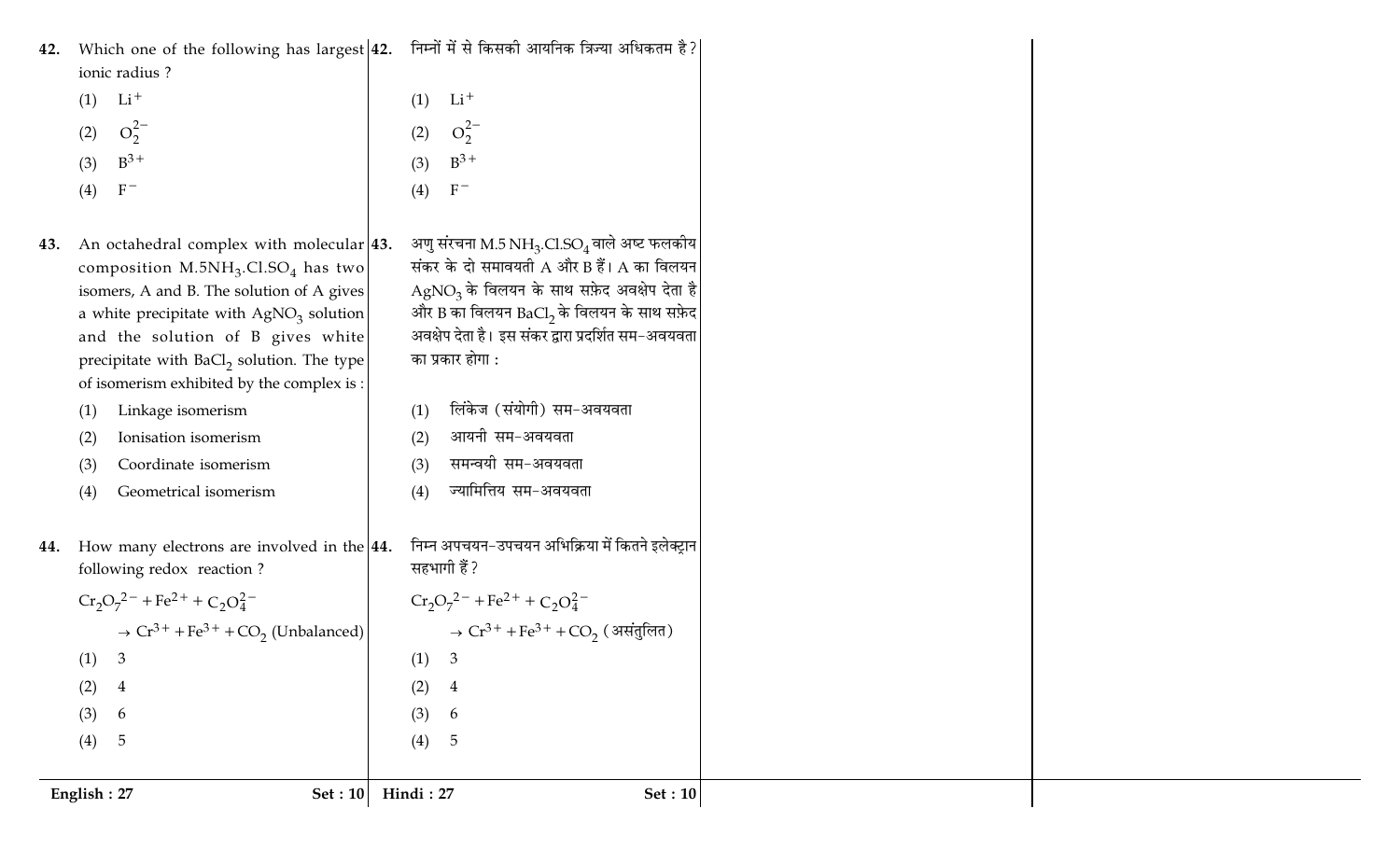42. Which one of the following has largest ionic radius ?

(1) $Li^+$

(2) $O_2^{2-}$

(3) $B^{3+}$

(4) $F^-$

43. An octahedral complex with molecular composition $M.5NH_3.Cl.SO_4$ has two isomers, A and B. The solution of A gives a white precipitate with $AgNO_3$ solution and the solution of B gives white precipitate with $BaCl_2$ solution. The type of isomerism exhibited by the complex is :

(1) Linkage isomerism

(2) Ionisation isomerism

(3) Coordinate isomerism

(4) Geometrical isomerism

44. How many electrons are involved in the following redox reaction ?

$Cr_2O_7^{2-} + Fe^{2+} + C_2O_4^{2-}$

$\rightarrow Cr^{3+} + Fe^{3+} + CO_2$ (Unbalanced)

(1) 3

(2) 4

(3) 6

(4) 5

42. निम्नों में से किसकी आयनिक त्रिज्या अधिकतम है ?

(1) $Li^+$

(2) $O_2^{2-}$

(3) $B^{3+}$

(4) $F^-$

43. अणु संरचना $M.5\,NH_3.Cl.SO_4$ वाले अष्ट फलकीय संकर के दो समावयती A और B हैं। A का विलयन $AgNO_3$ के विलयन के साथ सफ़ेद अवक्षेप देता है और B का विलयन $BaCl_2$ के विलयन के साथ सफ़ेद अवक्षेप देता है। इस संकर द्वारा प्रदर्शित सम-अवयवता का प्रकार होगा :

(1) लिंकेज (संयोगी) सम-अवयवता

(2) आयनी सम-अवयवता

(3) समन्वयी सम-अवयवता

(4) ज्यामित्तिय सम-अवयवता

44. निम्न अपचयन-उपचयन अभिक्रिया में कितने इलेक्ट्रान सहभागी हैं ?

$Cr_2O_7^{2-} + Fe^{2+} + C_2O_4^{2-}$

$\rightarrow Cr^{3+} + Fe^{3+} + CO_2$ (असंतुलित)

(1) 3

(2) 4

(3) 6

(4) 5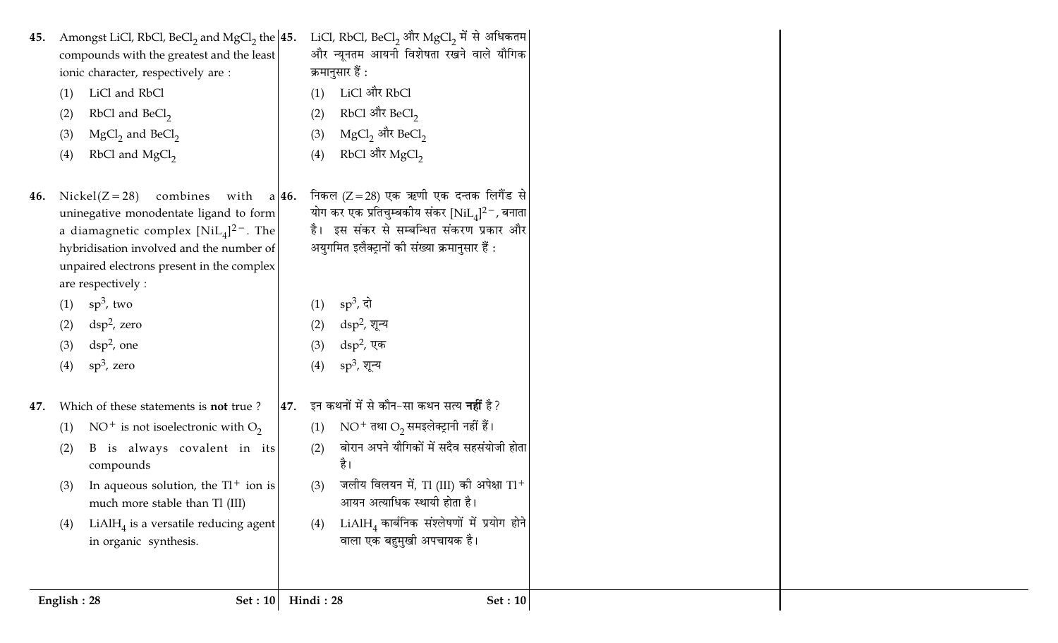45. Amongst LiCl, RbCl, $BeCl_2$ and $MgCl_2$ the compounds with the greatest and the least ionic character, respectively are :

(1) LiCl and RbCl

(2) RbCl and $BeCl_2$

(3) $MgCl_2$ and $BeCl_2$

(4) RbCl and $MgCl_2$

46. Nickel$(Z=28)$ combines with a uninegative monodentate ligand to form a diamagnetic complex $[NiL_4]^{2-}$. The hybridisation involved and the number of unpaired electrons present in the complex are respectively :

(1) $sp^3$, two

(2) $dsp^2$, zero

(3) $dsp^2$, one

(4) $sp^3$, zero

47. Which of these statements is **not** true ?

(1) $NO^+$ is not isoelectronic with $O_2$

(2) B is always covalent in its compounds

(3) In aqueous solution, the $Tl^+$ ion is much more stable than Tl (III)

(4) $LiAlH_4$ is a versatile reducing agent in organic synthesis.

45. LiCl, RbCl, $BeCl_2$ और $MgCl_2$ में से अधिकतम और न्यूनतम आयनी विशेषता रखने वाले यौगिक क्रमानुसार हैं :

(1) LiCl और RbCl

(2) RbCl और $BeCl_2$

(3) $MgCl_2$ और $BeCl_2$

(4) RbCl और $MgCl_2$

46. निकल $(Z=28)$ एक ऋणी एक दन्तक लिगैंड से योग कर एक प्रतिचुम्बकीय संकर $[NiL_4]^{2-}$, बनाता है। इस संकर से सम्बन्धित संकरण प्रकार और अयुगमित इलैक्ट्रानों की संख्या क्रमानुसार हैं :

(1) $sp^3$, दो

(2) $dsp^2$, शून्य

(3) $dsp^2$, एक

(4) $sp^3$, शून्य

47. इन कथनों में से कौन-सा कथन सत्य **नहीं** है ?

(1) $NO^+$ तथा $O_2$ समइलेक्ट्रानी नहीं हैं।

(2) बोरान अपने यौगिकों में सदैव सहसंयोजी होता है।

(3) जलीय विलयन में, Tl (III) की अपेक्षा $Tl^+$ आयन अत्याधिक स्थायी होता है।

(4) $LiAlH_4$ कार्बनिक संश्लेषणों में प्रयोग होने वाला एक बहुमुखी अपचायक है।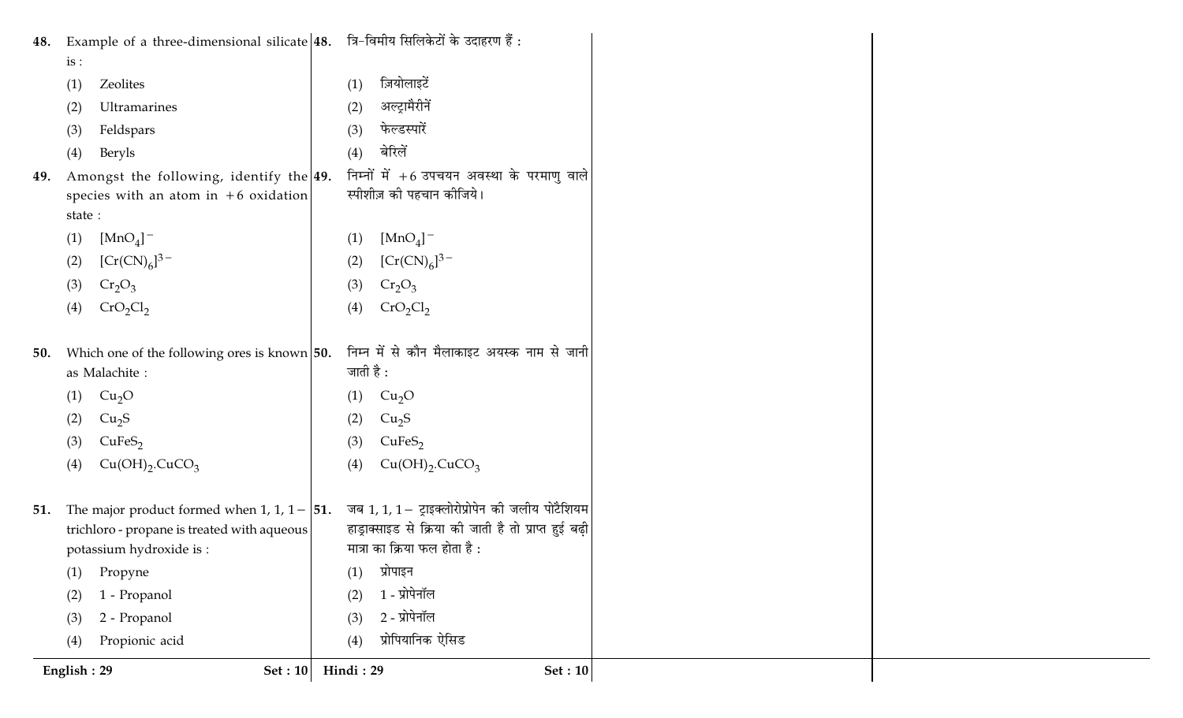**48.** Example of a three-dimensional silicate is :

(1) Zeolites

(2) Ultramarines

(3) Feldspars

(4) Beryls

**48.** त्रि-विमीय सिलिकेटों के उदाहरण हैं :

(1) ज़ियोलाइटें

(2) अल्ट्रामैरीनें

(3) फेल्डस्पारें

(4) बेरिलें

**49.** Amongst the following, identify the species with an atom in +6 oxidation state :

(1) $[MnO_4]^-$

(2) $[Cr(CN)_6]^{3-}$

(3) $Cr_2O_3$

(4) $CrO_2Cl_2$

**49.** निम्नों में +6 उपचयन अवस्था के परमाणु वाले स्पीशीज़ की पहचान कीजिये।

(1) $[MnO_4]^-$

(2) $[Cr(CN)_6]^{3-}$

(3) $Cr_2O_3$

(4) $CrO_2Cl_2$

**50.** Which one of the following ores is known as Malachite :

(1) $Cu_2O$

(2) $Cu_2S$

(3) $CuFeS_2$

(4) $Cu(OH)_2.CuCO_3$

**50.** निम्न में से कौन मैलाकाइट अयस्क नाम से जानी जाती है :

(1) $Cu_2O$

(2) $Cu_2S$

(3) $CuFeS_2$

(4) $Cu(OH)_2.CuCO_3$

**51.** The major product formed when 1, 1, 1 – trichloro - propane is treated with aqueous potassium hydroxide is :

(1) Propyne

(2) 1 - Propanol

(3) 2 - Propanol

(4) Propionic acid

**51.** जब 1, 1, 1 – ट्राइक्लोरोप्रोपेन की जलीय पोटैशियम हाड्राक्साइड से क्रिया की जाती है तो प्राप्त हुई बढ़ी मात्रा का क्रिया फल होता है :

(1) प्रोपाइन

(2) 1 - प्रोपेनॉल

(3) 2 - प्रोपेनॉल

(4) प्रोपियानिक ऐसिड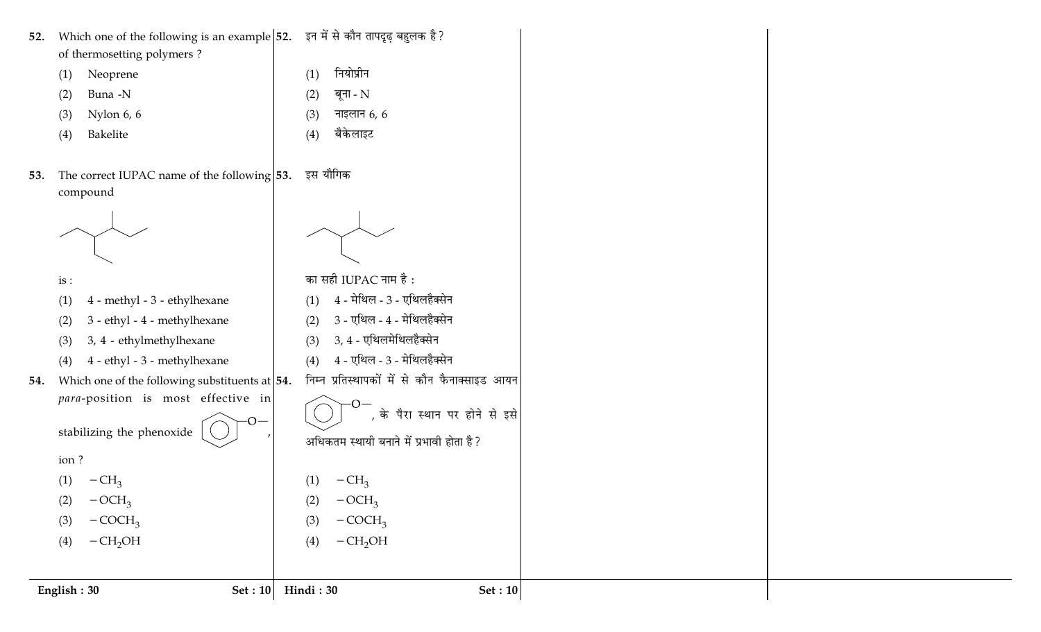52. Which one of the following is an example of thermosetting polymers ?

(1) Neoprene
(2) Buna -N
(3) Nylon 6, 6
(4) Bakelite

53. The correct IUPAC name of the following compound

is :

(1) 4 - methyl - 3 - ethylhexane
(2) 3 - ethyl - 4 - methylhexane
(3) 3, 4 - ethylmethylhexane
(4) 4 - ethyl - 3 - methylhexane

54. Which one of the following substituents at *para*-position is most effective in stabilizing the phenoxide ion ?

(1) $-CH_3$
(2) $-OCH_3$
(3) $-COCH_3$
(4) $-CH_2OH$

52. इन में से कौन तापदृढ़ बहुलक है ?

(1) नियोप्रीन
(2) बूना - N
(3) नाइलान 6, 6
(4) बैकेलाइट

53. इस यौगिक

का सही IUPAC नाम है :

(1) 4 - मेथिल - 3 - एथिलहैक्सेन
(2) 3 - एथिल - 4 - मेथिलहैक्सेन
(3) 3, 4 - एथिलमेथिलहैक्सेन
(4) 4 - एथिल - 3 - मेथिलहैक्सेन

54. निम्न प्रतिस्थापकों में से कौन फैनाक्साइड आयन, के पैरा स्थान पर होने से इसे अधिकतम स्थायी बनाने में प्रभावी होता है ?

(1) $-CH_3$
(2) $-OCH_3$
(3) $-COCH_3$
(4) $-CH_2OH$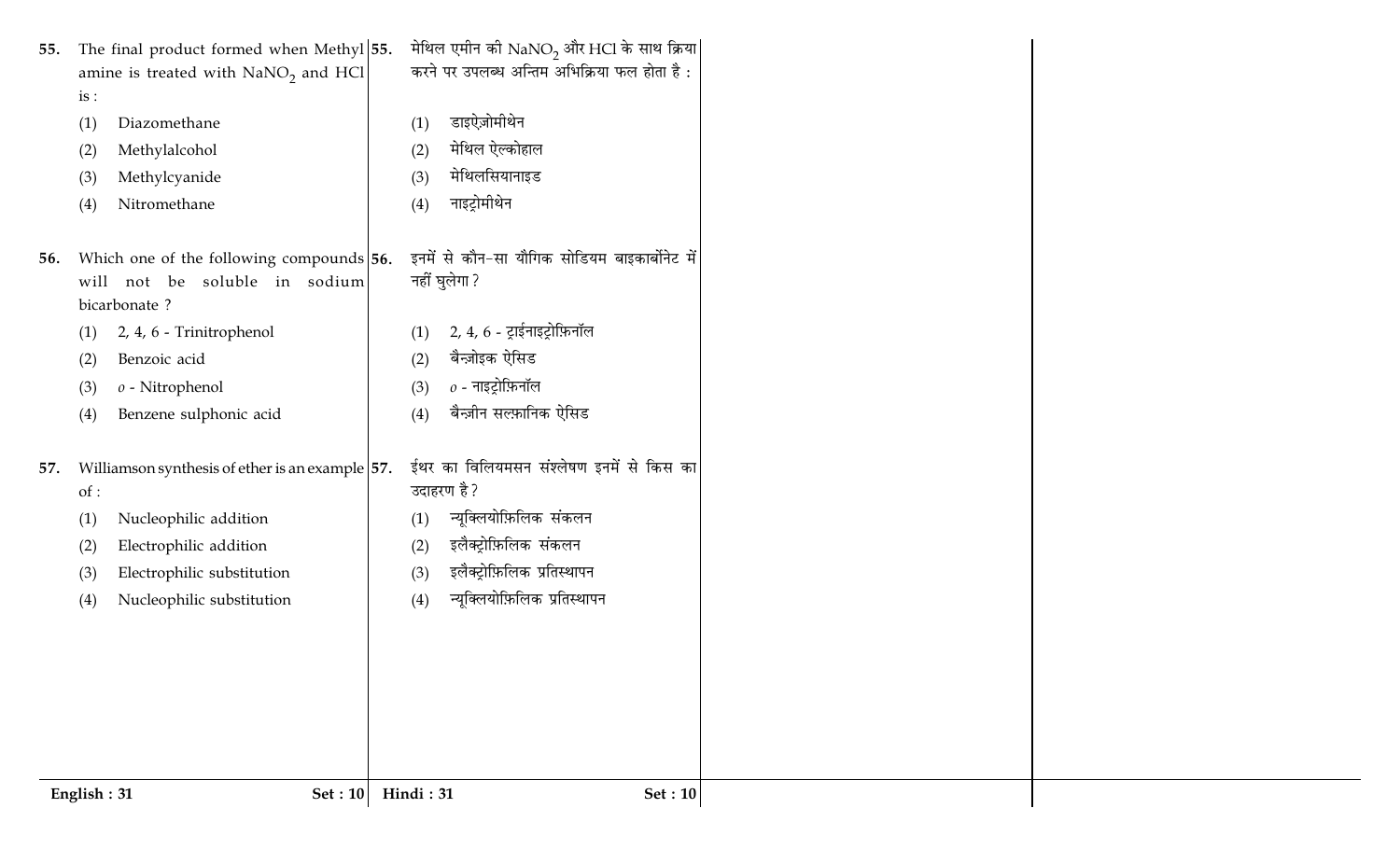55. The final product formed when Methyl amine is treated with $NaNO_2$ and HCl is :

(1) Diazomethane

(2) Methylalcohol

(3) Methylcyanide

(4) Nitromethane

56. Which one of the following compounds will not be soluble in sodium bicarbonate ?

(1) 2, 4, 6 - Trinitrophenol

(2) Benzoic acid

(3) *o* - Nitrophenol

(4) Benzene sulphonic acid

57. Williamson synthesis of ether is an example of :

(1) Nucleophilic addition

(2) Electrophilic addition

(3) Electrophilic substitution

(4) Nucleophilic substitution

55. मेथिल एमीन की $NaNO_2$ और HCl के साथ क्रिया करने पर उपलब्ध अन्तिम अभिक्रिया फल होता है :

(1) डाइऐज़ोमीथेन

(2) मेथिल ऐल्कोहाल

(3) मेथिलसियानाइड

(4) नाइट्रोमीथेन

56. इनमें से कौन-सा यौगिक सोडियम बाइकार्बोनेट में नहीं घुलेगा ?

(1) 2, 4, 6 - ट्राईनाइट्रोफ़िनॉल

(2) बैन्ज़ोइक ऐसिड

(3) *o* - नाइट्रोफ़िनॉल

(4) बैन्ज़ीन सल्फ़ानिक ऐसिड

57. ईथर का विलियमसन संश्लेषण इनमें से किस का उदाहरण है ?

(1) न्यूक्लियोफ़िलिक संकलन

(2) इलैक्ट्रोफ़िलिक संकलन

(3) इलैक्ट्रोफ़िलिक प्रतिस्थापन

(4) न्यूक्लियोफ़िलिक प्रतिस्थापन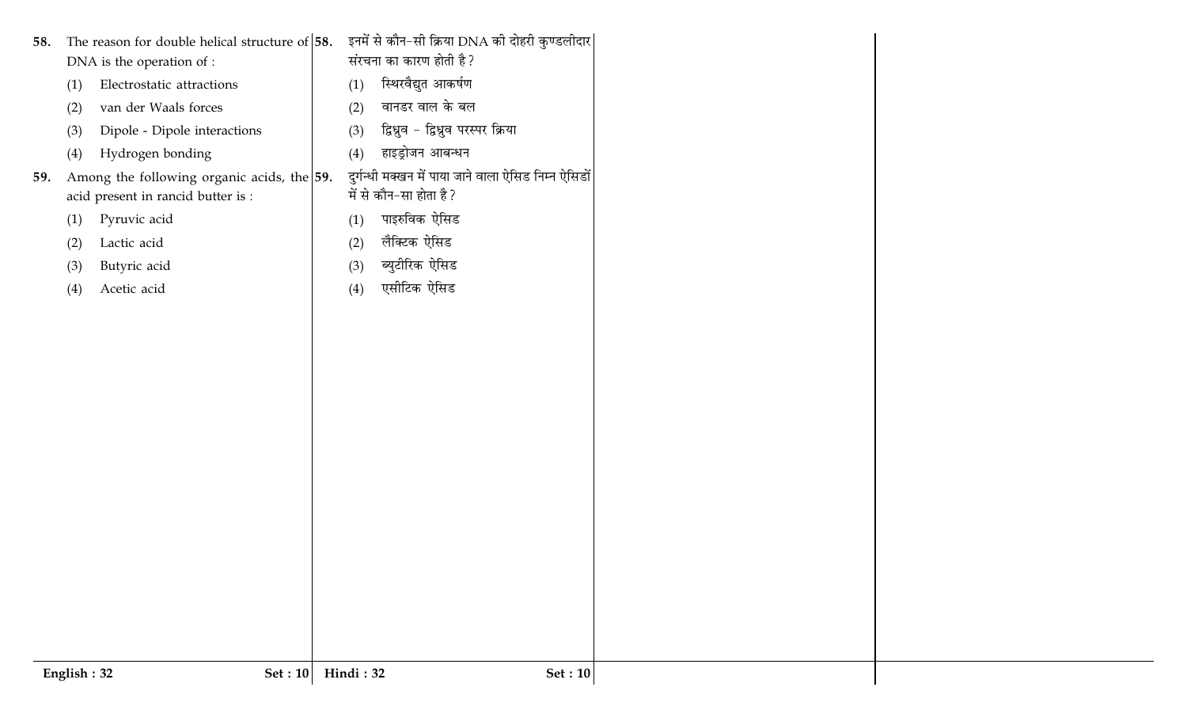58. The reason for double helical structure of DNA is the operation of :

(1) Electrostatic attractions

(2) van der Waals forces

(3) Dipole - Dipole interactions

(4) Hydrogen bonding

59. Among the following organic acids, the acid present in rancid butter is :

(1) Pyruvic acid

(2) Lactic acid

(3) Butyric acid

(4) Acetic acid

58. इनमें से कौन-सी क्रिया DNA की दोहरी कुण्डलीदार संरचना का कारण होती है ?

(1) स्थिरवैद्युत आकर्षण

(2) वानडर वाल के बल

(3) द्विध्रुव - द्विध्रुव परस्पर क्रिया

(4) हाइड्रोजन आबन्धन

59. दुर्गन्धी मक्खन में पाया जाने वाला ऐसिड निम्न ऐसिडों में से कौन-सा होता है ?

(1) पाइरुविक ऐसिड

(2) लैक्टिक ऐसिड

(3) ब्युटीरिक ऐसिड

(4) एसीटिक ऐसिड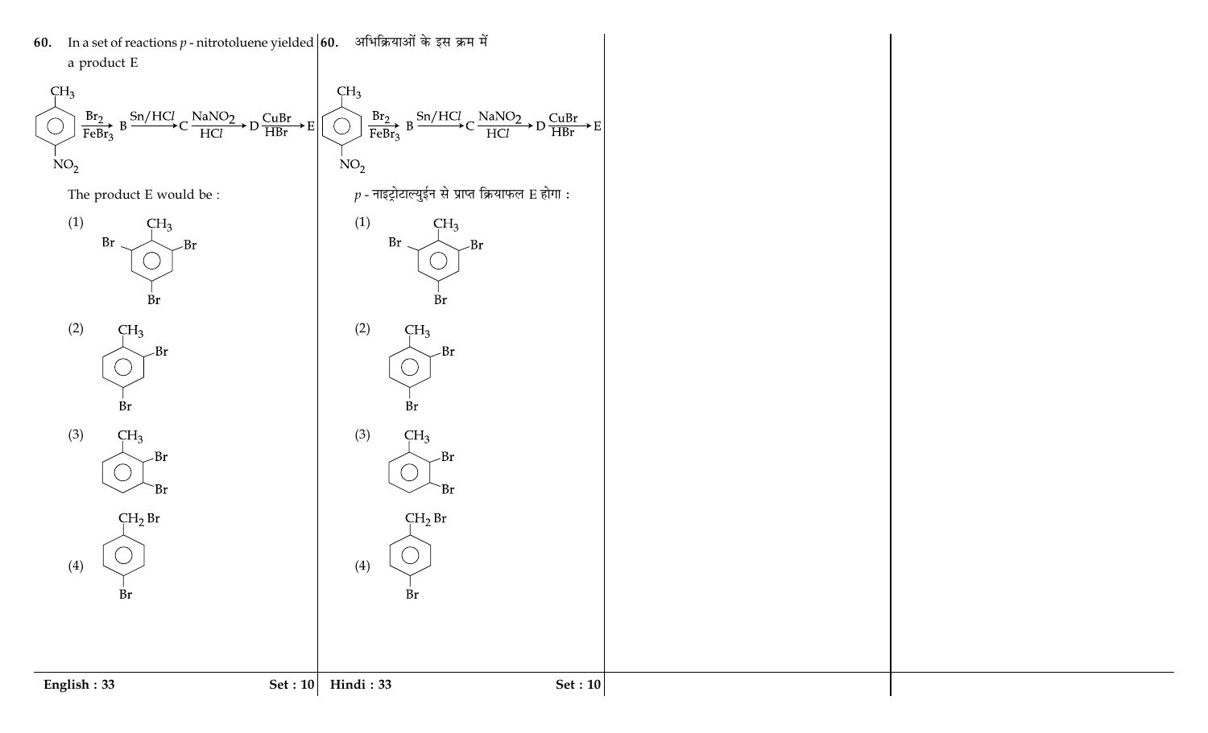**60.** In a set of reactions *p* - nitrotoluene yielded a product E

$$\text{(}p\text{-nitrotoluene: } CH_3 \text{ and } NO_2 \text{ on benzene ring)} \xrightarrow[FeBr_3]{Br_2} B \xrightarrow{Sn/HCl} C \xrightarrow[HCl]{NaNO_2} D \xrightarrow[HBr]{CuBr} E$$

The product E would be :

(1) Benzene ring with $CH_3$ at top, Br at both positions adjacent (2,6) and Br at para (4) position

(2) Benzene ring with $CH_3$ at top, Br at position 2 and Br at position 4

(3) Benzene ring with $CH_3$ at top, Br at position 2 and Br at position 3

(4) Benzene ring with $CH_2Br$ at top and Br at para (4) position

**60.** अभिक्रियाओं के इस क्रम में

$$\text{(}p\text{-nitrotoluene: } CH_3 \text{ and } NO_2 \text{ on benzene ring)} \xrightarrow[FeBr_3]{Br_2} B \xrightarrow{Sn/HCl} C \xrightarrow[HCl]{NaNO_2} D \xrightarrow[HBr]{CuBr} E$$

*p* - नाइट्रोटाल्युईन से प्राप्त क्रियाफल E होगा :

(1) Benzene ring with $CH_3$ at top, Br at both positions adjacent (2,6) and Br at para (4) position

(2) Benzene ring with $CH_3$ at top, Br at position 2 and Br at position 4

(3) Benzene ring with $CH_3$ at top, Br at position 2 and Br at position 3

(4) Benzene ring with $CH_2Br$ at top and Br at para (4) position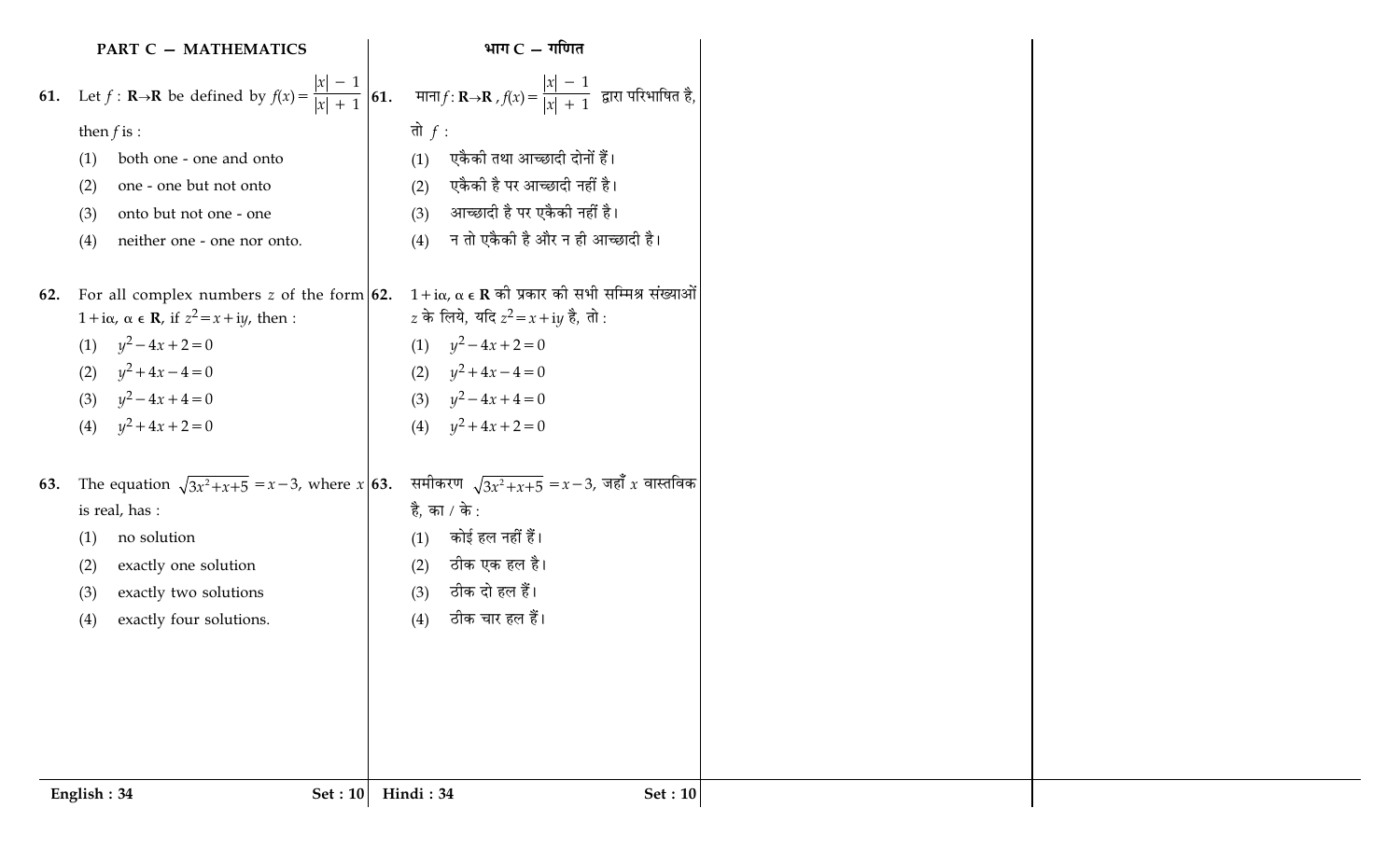## PART C — MATHEMATICS

**61.** Let $f : \mathbf{R} \rightarrow \mathbf{R}$ be defined by $f(x) = \dfrac{|x| - 1}{|x| + 1}$ then $f$ is :

(1) both one - one and onto

(2) one - one but not onto

(3) onto but not one - one

(4) neither one - one nor onto.

**62.** For all complex numbers $z$ of the form $1 + i\alpha$, $\alpha \in \mathbf{R}$, if $z^2 = x + iy$, then :

(1) $y^2 - 4x + 2 = 0$

(2) $y^2 + 4x - 4 = 0$

(3) $y^2 - 4x + 4 = 0$

(4) $y^2 + 4x + 2 = 0$

**63.** The equation $\sqrt{3x^2 + x + 5} = x - 3$, where $x$ is real, has :

(1) no solution

(2) exactly one solution

(3) exactly two solutions

(4) exactly four solutions.

## भाग C — गणित

**61.** माना $f : \mathbf{R} \rightarrow \mathbf{R}$, $f(x) = \dfrac{|x| - 1}{|x| + 1}$ द्वारा परिभाषित है, तो $f$ :

(1) एकैकी तथा आच्छादी दोनों हैं।

(2) एकैकी है पर आच्छादी नहीं है।

(3) आच्छादी है पर एकैकी नहीं है।

(4) न तो एकैकी है और न ही आच्छादी है।

**62.** $1 + i\alpha$, $\alpha \in \mathbf{R}$ की प्रकार की सभी सम्मिश्र संख्याओं $z$ के लिये, यदि $z^2 = x + iy$ है, तो :

(1) $y^2 - 4x + 2 = 0$

(2) $y^2 + 4x - 4 = 0$

(3) $y^2 - 4x + 4 = 0$

(4) $y^2 + 4x + 2 = 0$

**63.** समीकरण $\sqrt{3x^2 + x + 5} = x - 3$, जहाँ $x$ वास्तविक है, का / के :

(1) कोई हल नहीं हैं।

(2) ठीक एक हल है।

(3) ठीक दो हल हैं।

(4) ठीक चार हल हैं।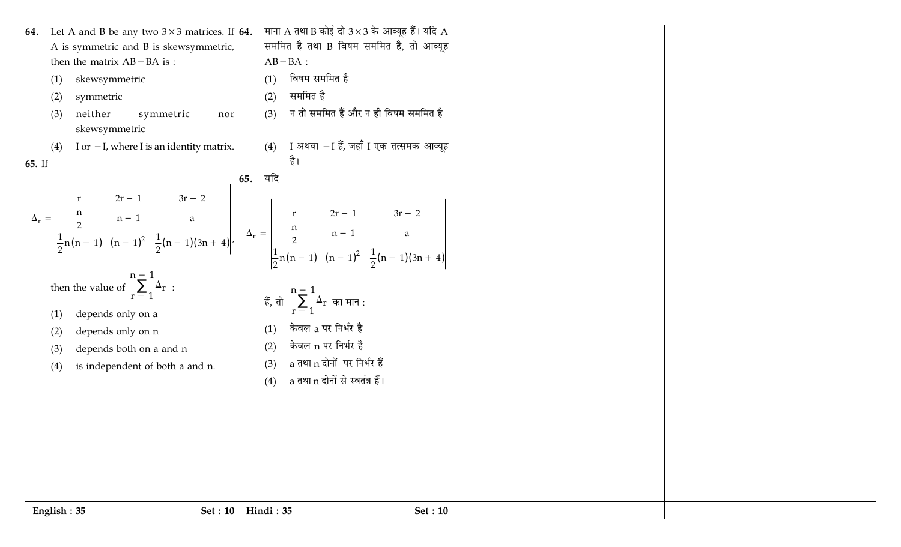**64.** Let A and B be any two $3\times3$ matrices. If A is symmetric and B is skewsymmetric, then the matrix $AB-BA$ is :

(1) skewsymmetric

(2) symmetric

(3) neither symmetric nor skewsymmetric

(4) I or $-I$, where I is an identity matrix.

**65.** If

$$\Delta_r = \begin{vmatrix} r & 2r-1 & 3r-2 \\ \frac{n}{2} & n-1 & a \\ \frac{1}{2}n(n-1) & (n-1)^2 & \frac{1}{2}(n-1)(3n+4) \end{vmatrix},$$

then the value of $\sum_{r=1}^{n-1} \Delta_r$ :

(1) depends only on a

(2) depends only on n

(3) depends both on a and n

(4) is independent of both a and n.

**64.** माना A तथा B कोई दो $3\times3$ के आव्यूह हैं। यदि A सममित है तथा B विषम सममित है, तो आव्यूह $AB-BA$ :

(1) विषम सममित है

(2) सममित है

(3) न तो सममित हैं और न ही विषम सममित है

(4) I अथवा $-I$ हैं, जहाँ I एक तत्समक आव्यूह है।

**65.** यदि

$$\Delta_r = \begin{vmatrix} r & 2r-1 & 3r-2 \\ \frac{n}{2} & n-1 & a \\ \frac{1}{2}n(n-1) & (n-1)^2 & \frac{1}{2}(n-1)(3n+4) \end{vmatrix}$$

हैं, तो $\sum_{r=1}^{n-1} \Delta_r$ का मान :

(1) केवल a पर निर्भर है

(2) केवल n पर निर्भर है

(3) a तथा n दोनों पर निर्भर हैं

(4) a तथा n दोनों से स्वतंत्र हैं।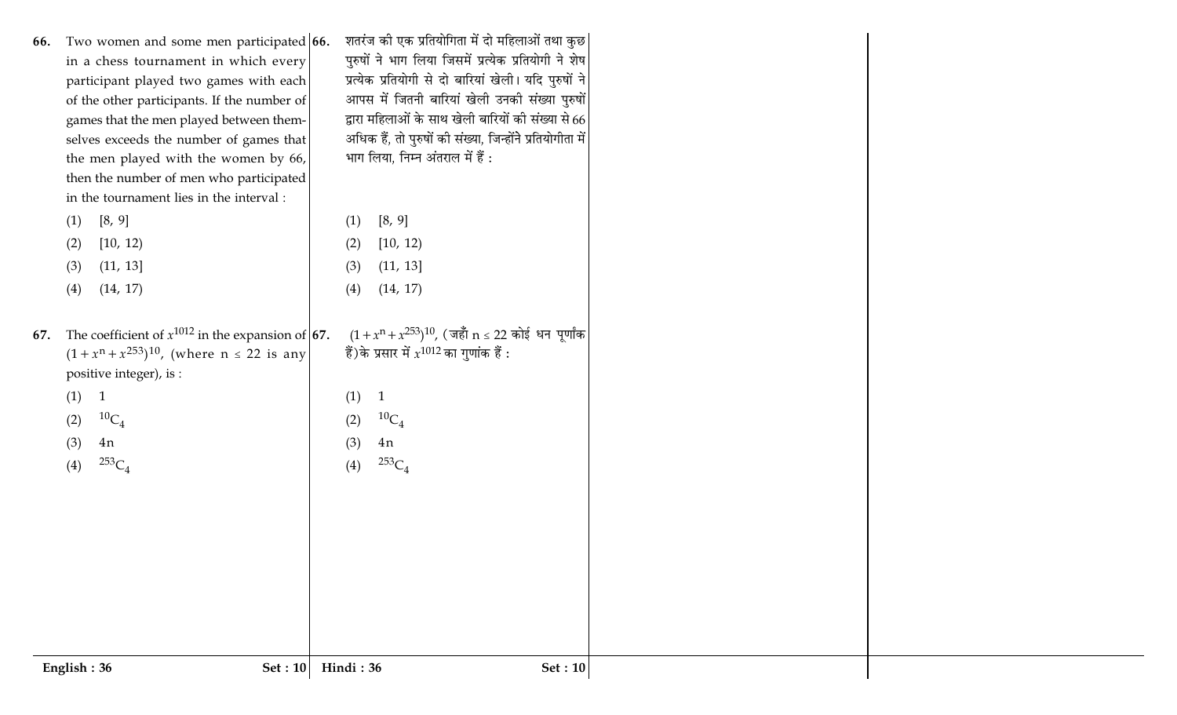66. Two women and some men participated in a chess tournament in which every participant played two games with each of the other participants. If the number of games that the men played between themselves exceeds the number of games that the men played with the women by 66, then the number of men who participated in the tournament lies in the interval :

(1) [8, 9]

(2) [10, 12)

(3) (11, 13]

(4) (14, 17)

66. शतरंज की एक प्रतियोगिता में दो महिलाओं तथा कुछ पुरुषों ने भाग लिया जिसमें प्रत्येक प्रतियोगी ने शेष प्रत्येक प्रतियोगी से दो बारियां खेली। यदि पुरुषों ने आपस में जितनी बारियां खेली उनकी संख्या पुरुषों द्वारा महिलाओं के साथ खेली बारियों की संख्या से 66 अधिक हैं, तो पुरुषों की संख्या, जिन्होंने प्रतियोगीता में भाग लिया, निम्न अंतराल में हैं :

(1) [8, 9]

(2) [10, 12)

(3) (11, 13]

(4) (14, 17)

67. The coefficient of $x^{1012}$ in the expansion of $(1+x^n+x^{253})^{10}$, (where $n \leq 22$ is any positive integer), is :

(1) 1

(2) ${}^{10}C_4$

(3) $4n$

(4) ${}^{253}C_4$

67. $(1+x^n+x^{253})^{10}$, (जहाँ $n \leq 22$ कोई धन पूर्णांक हैं) के प्रसार में $x^{1012}$ का गुणांक हैं :

(1) 1

(2) ${}^{10}C_4$

(3) $4n$

(4) ${}^{253}C_4$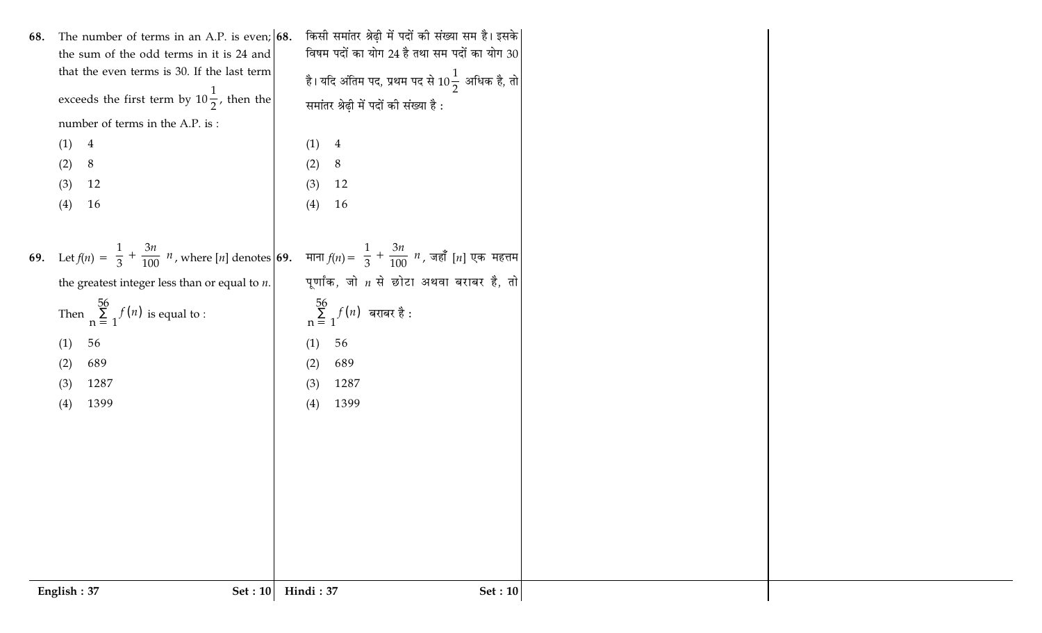68. The number of terms in an A.P. is even; the sum of the odd terms in it is 24 and that the even terms is 30. If the last term exceeds the first term by $10\frac{1}{2}$, then the number of terms in the A.P. is :

(1) 4

(2) 8

(3) 12

(4) 16

68. किसी समांतर श्रेढ़ी में पदों की संख्या सम है। इसके विषम पदों का योग 24 है तथा सम पदों का योग 30 है। यदि अंतिम पद, प्रथम पद से $10\frac{1}{2}$ अधिक है, तो समांतर श्रेढ़ी में पदों की संख्या है :

(1) 4

(2) 8

(3) 12

(4) 16

69. Let $f(n) = \left[\frac{1}{3} + \frac{3n}{100}\right] n$, where $[n]$ denotes the greatest integer less than or equal to $n$. Then $\sum_{n=1}^{56} f(n)$ is equal to :

(1) 56

(2) 689

(3) 1287

(4) 1399

69. माना $f(n) = \left[\frac{1}{3} + \frac{3n}{100}\right] n$, जहाँ $[n]$ एक महत्तम पूर्णांक, जो $n$ से छोटा अथवा बराबर है, तो $\sum_{n=1}^{56} f(n)$ बराबर है :

(1) 56

(2) 689

(3) 1287

(4) 1399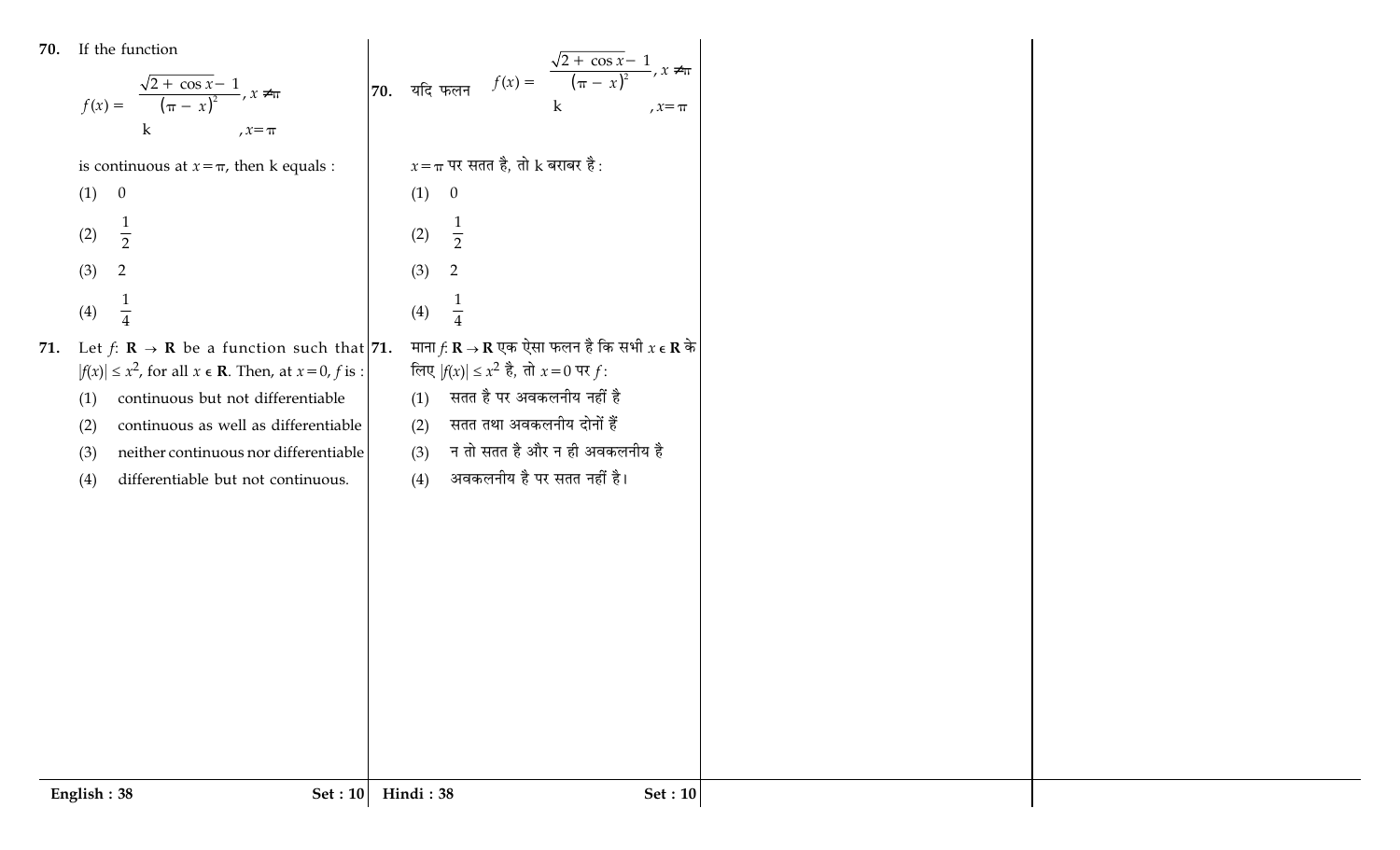**70.** If the function

$$f(x) = \begin{cases} \dfrac{\sqrt{2+\cos x}-1}{(\pi - x)^2}, & x \neq \pi \\ k & , x = \pi \end{cases}$$

is continuous at $x = \pi$, then k equals :

(1) 0

(2) $\frac{1}{2}$

(3) 2

(4) $\frac{1}{4}$

**71.** Let $f: \mathbf{R} \rightarrow \mathbf{R}$ be a function such that $|f(x)| \leq x^2$, for all $x \in \mathbf{R}$. Then, at $x = 0$, $f$ is :

(1) continuous but not differentiable

(2) continuous as well as differentiable

(3) neither continuous nor differentiable

(4) differentiable but not continuous.

**70.** यदि फलन $f(x) = \begin{cases} \dfrac{\sqrt{2+\cos x}-1}{(\pi - x)^2}, & x \neq \pi \\ k & , x = \pi \end{cases}$

$x = \pi$ पर सतत है, तो k बराबर है :

(1) 0

(2) $\frac{1}{2}$

(3) 2

(4) $\frac{1}{4}$

**71.** माना $f: \mathbf{R} \rightarrow \mathbf{R}$ एक ऐसा फलन है कि सभी $x \in \mathbf{R}$ के लिए $|f(x)| \leq x^2$ है, तो $x = 0$ पर $f$ :

(1) सतत है पर अवकलनीय नहीं है

(2) सतत तथा अवकलनीय दोनों हैं

(3) न तो सतत है और न ही अवकलनीय है

(4) अवकलनीय है पर सतत नहीं है।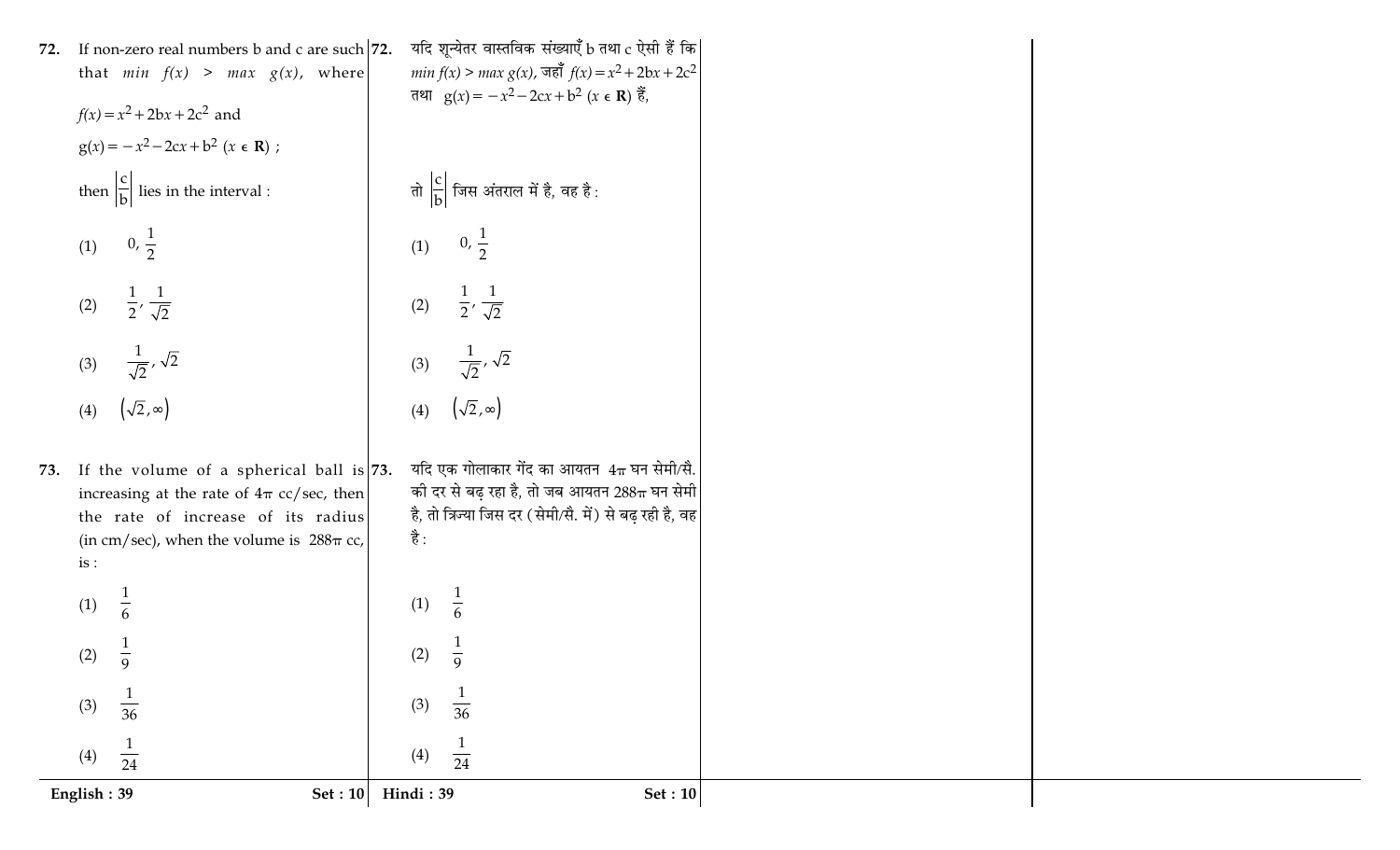72. If non-zero real numbers b and c are such that $min\ f(x) > max\ g(x)$, where

$f(x) = x^2 + 2bx + 2c^2$ and

$g(x) = -x^2 - 2cx + b^2$ $(x \in \mathbf{R})$ ;

then $\left|\frac{c}{b}\right|$ lies in the interval :

(1) $0, \frac{1}{2}$

(2) $\frac{1}{2}, \frac{1}{\sqrt{2}}$

(3) $\frac{1}{\sqrt{2}}, \sqrt{2}$

(4) $\left(\sqrt{2}, \infty\right)$

73. If the volume of a spherical ball is increasing at the rate of $4\pi$ cc/sec, then the rate of increase of its radius (in cm/sec), when the volume is $288\pi$ cc, is :

(1) $\frac{1}{6}$

(2) $\frac{1}{9}$

(3) $\frac{1}{36}$

(4) $\frac{1}{24}$

72. यदि शून्येतर वास्तविक संख्याएँ b तथा c ऐसी हैं कि $min\ f(x) > max\ g(x)$, जहाँ $f(x) = x^2 + 2bx + 2c^2$ तथा $g(x) = -x^2 - 2cx + b^2$ $(x \in \mathbf{R})$ हैं,

तो $\left|\frac{c}{b}\right|$ जिस अंतराल में है, वह है :

(1) $0, \frac{1}{2}$

(2) $\frac{1}{2}, \frac{1}{\sqrt{2}}$

(3) $\frac{1}{\sqrt{2}}, \sqrt{2}$

(4) $\left(\sqrt{2}, \infty\right)$

73. यदि एक गोलाकार गेंद का आयतन $4\pi$ घन सेमी/सै. की दर से बढ़ रहा है, तो जब आयतन $288\pi$ घन सेमी है, तो त्रिज्या जिस दर (सेमी/सै. में) से बढ़ रही है, वह है :

(1) $\frac{1}{6}$

(2) $\frac{1}{9}$

(3) $\frac{1}{36}$

(4) $\frac{1}{24}$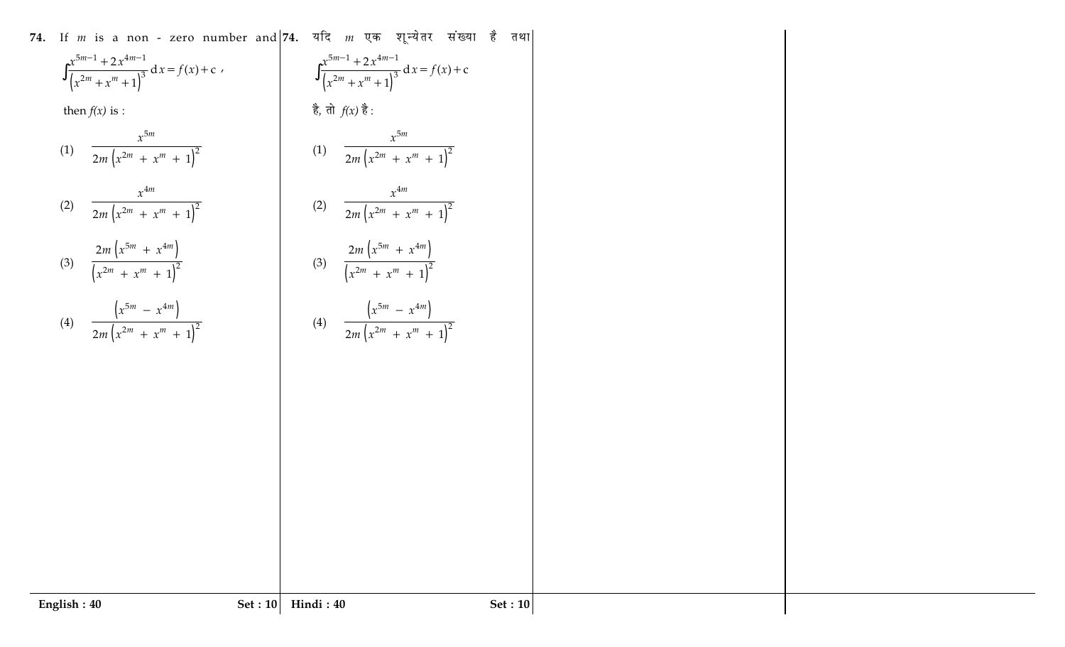74. If $m$ is a non - zero number and

$$\int \frac{x^{5m-1}+2x^{4m-1}}{\left(x^{2m}+x^{m}+1\right)^{3}}\,dx = f(x)+c,$$

then $f(x)$ is :

(1) $\dfrac{x^{5m}}{2m\left(x^{2m}+x^{m}+1\right)^{2}}$

(2) $\dfrac{x^{4m}}{2m\left(x^{2m}+x^{m}+1\right)^{2}}$

(3) $\dfrac{2m\left(x^{5m}+x^{4m}\right)}{\left(x^{2m}+x^{m}+1\right)^{2}}$

(4) $\dfrac{\left(x^{5m}-x^{4m}\right)}{2m\left(x^{2m}+x^{m}+1\right)^{2}}$

74. यदि $m$ एक शून्येतर संख्या है तथा

$$\int \frac{x^{5m-1}+2x^{4m-1}}{\left(x^{2m}+x^{m}+1\right)^{3}}\,dx = f(x)+c$$

है, तो $f(x)$ है :

(1) $\dfrac{x^{5m}}{2m\left(x^{2m}+x^{m}+1\right)^{2}}$

(2) $\dfrac{x^{4m}}{2m\left(x^{2m}+x^{m}+1\right)^{2}}$

(3) $\dfrac{2m\left(x^{5m}+x^{4m}\right)}{\left(x^{2m}+x^{m}+1\right)^{2}}$

(4) $\dfrac{\left(x^{5m}-x^{4m}\right)}{2m\left(x^{2m}+x^{m}+1\right)^{2}}$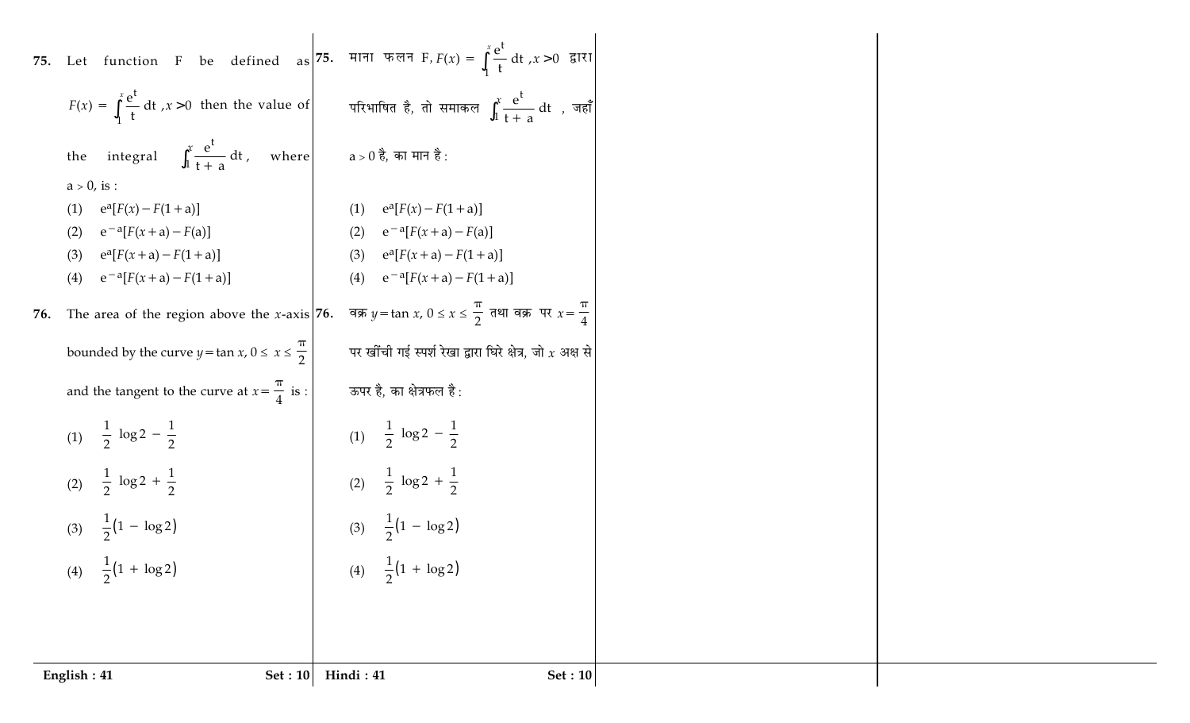**75.** Let function F be defined as $F(x) = \int_1^x \frac{e^t}{t} dt, x > 0$ then the value of the integral $\int_1^x \frac{e^t}{t+a} dt$, where $a > 0$, is :

(1) $e^a[F(x) - F(1+a)]$

(2) $e^{-a}[F(x+a) - F(a)]$

(3) $e^a[F(x+a) - F(1+a)]$

(4) $e^{-a}[F(x+a) - F(1+a)]$

**76.** The area of the region above the $x$-axis bounded by the curve $y = \tan x, 0 \leq x \leq \frac{\pi}{2}$ and the tangent to the curve at $x = \frac{\pi}{4}$ is :

(1) $\frac{1}{2} \log 2 - \frac{1}{2}$

(2) $\frac{1}{2} \log 2 + \frac{1}{2}$

(3) $\frac{1}{2}(1 - \log 2)$

(4) $\frac{1}{2}(1 + \log 2)$

**75.** माना फलन F, $F(x) = \int_1^x \frac{e^t}{t} dt, x > 0$ द्वारा परिभाषित है, तो समाकल $\int_1^x \frac{e^t}{t+a} dt$ , जहाँ $a > 0$ है, का मान है :

(1) $e^a[F(x) - F(1+a)]$

(2) $e^{-a}[F(x+a) - F(a)]$

(3) $e^a[F(x+a) - F(1+a)]$

(4) $e^{-a}[F(x+a) - F(1+a)]$

**76.** वक्र $y = \tan x, 0 \leq x \leq \frac{\pi}{2}$ तथा वक्र पर $x = \frac{\pi}{4}$ पर खींची गई स्पर्श रेखा द्वारा घिरे क्षेत्र, जो $x$ अक्ष से ऊपर है, का क्षेत्रफल है :

(1) $\frac{1}{2} \log 2 - \frac{1}{2}$

(2) $\frac{1}{2} \log 2 + \frac{1}{2}$

(3) $\frac{1}{2}(1 - \log 2)$

(4) $\frac{1}{2}(1 + \log 2)$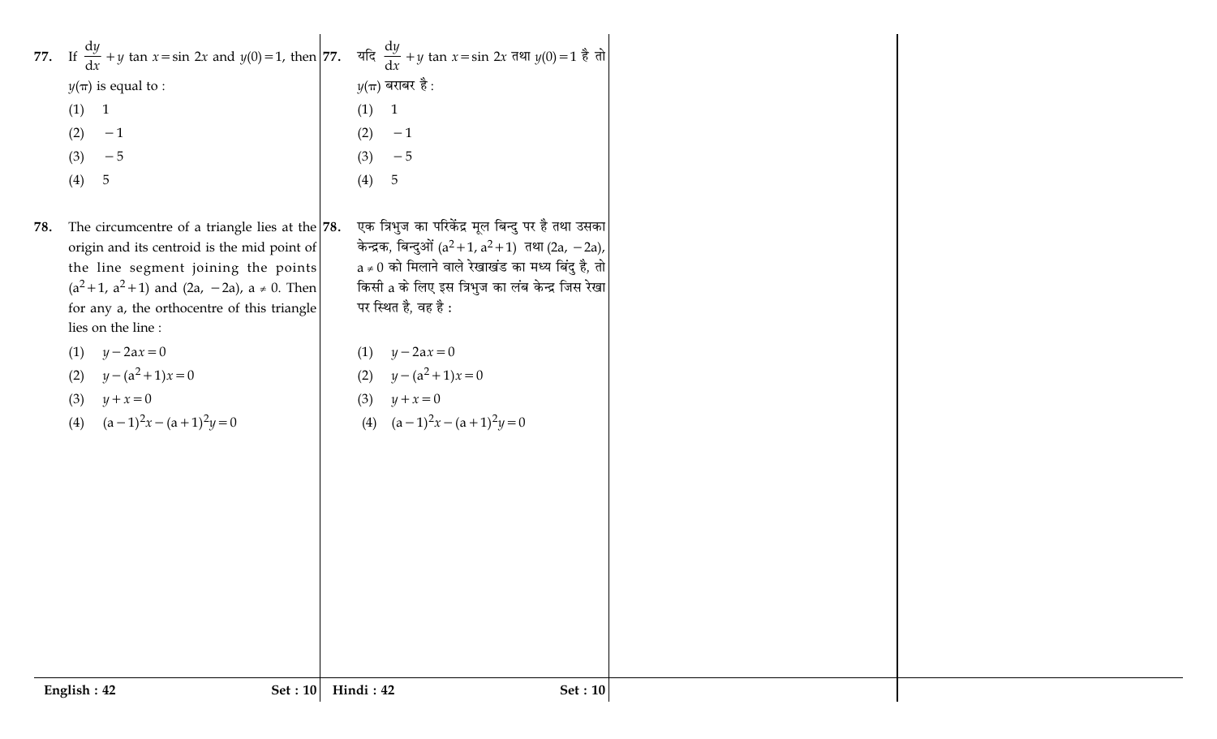77. If $\frac{dy}{dx} + y \tan x = \sin 2x$ and $y(0) = 1$, then $y(\pi)$ is equal to :

(1) $1$

(2) $-1$

(3) $-5$

(4) $5$

78. The circumcentre of a triangle lies at the origin and its centroid is the mid point of the line segment joining the points $(a^2+1, a^2+1)$ and $(2a, -2a)$, $a \neq 0$. Then for any a, the orthocentre of this triangle lies on the line :

(1) $y - 2ax = 0$

(2) $y - (a^2+1)x = 0$

(3) $y + x = 0$

(4) $(a-1)^2x - (a+1)^2y = 0$

77. यदि $\frac{dy}{dx} + y \tan x = \sin 2x$ तथा $y(0) = 1$ है तो $y(\pi)$ बराबर है :

(1) $1$

(2) $-1$

(3) $-5$

(4) $5$

78. एक त्रिभुज का परिकेंद्र मूल बिन्दु पर है तथा उसका केन्द्रक, बिन्दुओं $(a^2+1, a^2+1)$ तथा $(2a, -2a)$, $a \neq 0$ को मिलाने वाले रेखाखंड का मध्य बिंदु है, तो किसी a के लिए इस त्रिभुज का लंब केन्द्र जिस रेखा पर स्थित है, वह है :

(1) $y - 2ax = 0$

(2) $y - (a^2+1)x = 0$

(3) $y + x = 0$

(4) $(a-1)^2x - (a+1)^2y = 0$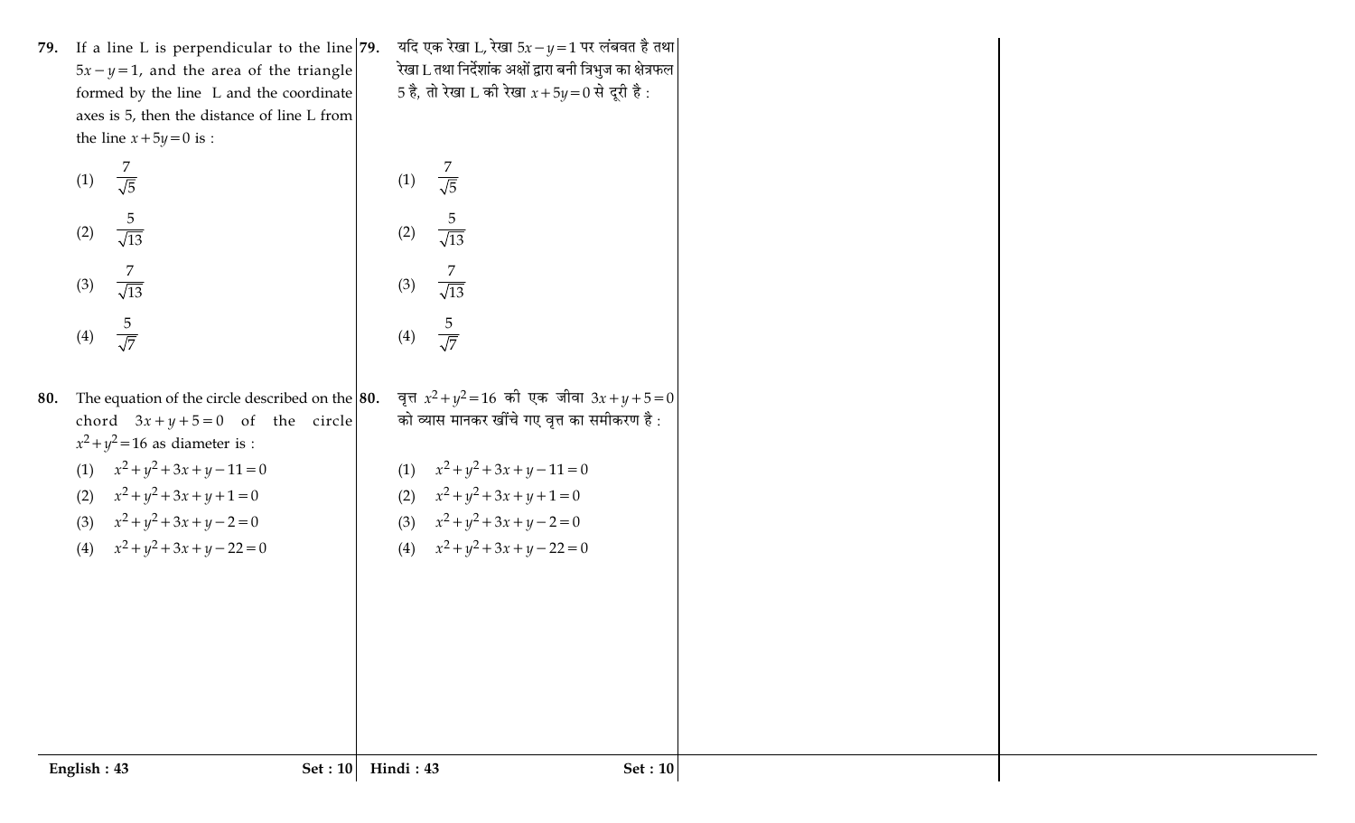79. If a line L is perpendicular to the line $5x - y = 1$, and the area of the triangle formed by the line L and the coordinate axes is 5, then the distance of line L from the line $x + 5y = 0$ is :

(1) $\frac{7}{\sqrt{5}}$

(2) $\frac{5}{\sqrt{13}}$

(3) $\frac{7}{\sqrt{13}}$

(4) $\frac{5}{\sqrt{7}}$

80. The equation of the circle described on the chord $3x + y + 5 = 0$ of the circle $x^2 + y^2 = 16$ as diameter is :

(1) $x^2 + y^2 + 3x + y - 11 = 0$

(2) $x^2 + y^2 + 3x + y + 1 = 0$

(3) $x^2 + y^2 + 3x + y - 2 = 0$

(4) $x^2 + y^2 + 3x + y - 22 = 0$

79. यदि एक रेखा L, रेखा $5x - y = 1$ पर लंबवत है तथा रेखा L तथा निर्देशांक अक्षों द्वारा बनी त्रिभुज का क्षेत्रफल 5 है, तो रेखा L की रेखा $x + 5y = 0$ से दूरी है :

(1) $\frac{7}{\sqrt{5}}$

(2) $\frac{5}{\sqrt{13}}$

(3) $\frac{7}{\sqrt{13}}$

(4) $\frac{5}{\sqrt{7}}$

80. वृत्त $x^2 + y^2 = 16$ की एक जीवा $3x + y + 5 = 0$ को व्यास मानकर खींचे गए वृत्त का समीकरण है :

(1) $x^2 + y^2 + 3x + y - 11 = 0$

(2) $x^2 + y^2 + 3x + y + 1 = 0$

(3) $x^2 + y^2 + 3x + y - 2 = 0$

(4) $x^2 + y^2 + 3x + y - 22 = 0$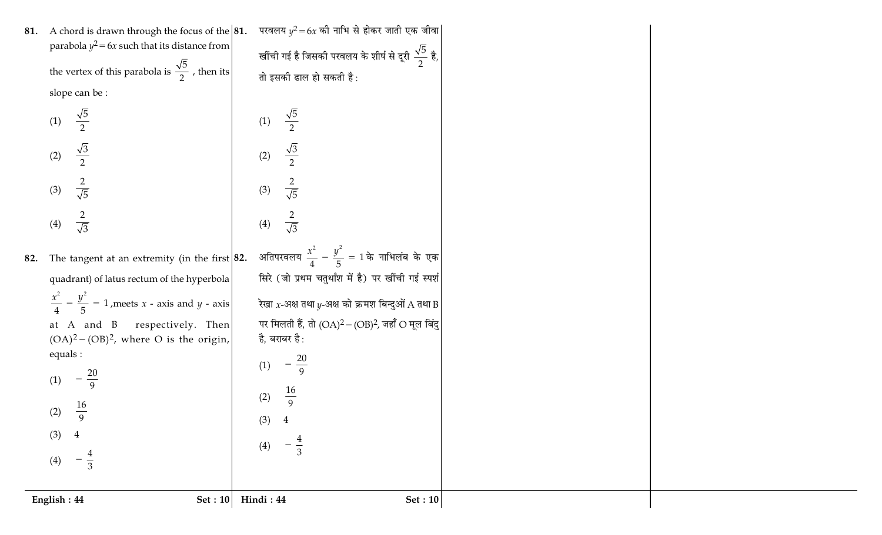81. A chord is drawn through the focus of the parabola $y^2 = 6x$ such that its distance from the vertex of this parabola is $\frac{\sqrt{5}}{2}$, then its slope can be :

(1) $\frac{\sqrt{5}}{2}$

(2) $\frac{\sqrt{3}}{2}$

(3) $\frac{2}{\sqrt{5}}$

(4) $\frac{2}{\sqrt{3}}$

82. The tangent at an extremity (in the first quadrant) of latus rectum of the hyperbola $\frac{x^2}{4} - \frac{y^2}{5} = 1$, meets $x$ - axis and $y$ - axis at A and B respectively. Then $(OA)^2 - (OB)^2$, where O is the origin, equals :

(1) $-\frac{20}{9}$

(2) $\frac{16}{9}$

(3) 4

(4) $-\frac{4}{3}$

81. परवलय $y^2 = 6x$ की नाभि से होकर जाती एक जीवा खींची गई है जिसकी परवलय के शीर्ष से दूरी $\frac{\sqrt{5}}{2}$ है, तो इसकी ढाल हो सकती है :

(1) $\frac{\sqrt{5}}{2}$

(2) $\frac{\sqrt{3}}{2}$

(3) $\frac{2}{\sqrt{5}}$

(4) $\frac{2}{\sqrt{3}}$

82. अतिपरवलय $\frac{x^2}{4} - \frac{y^2}{5} = 1$ के नाभिलंब के एक सिरे (जो प्रथम चतुर्थांश में है) पर खींची गई स्पर्श रेखा $x$-अक्ष तथा $y$-अक्ष को क्रमश बिन्दुओं A तथा B पर मिलती हैं, तो $(OA)^2 - (OB)^2$, जहाँ O मूल बिंदु है, बराबर है :

(1) $-\frac{20}{9}$

(2) $\frac{16}{9}$

(3) 4

(4) $-\frac{4}{3}$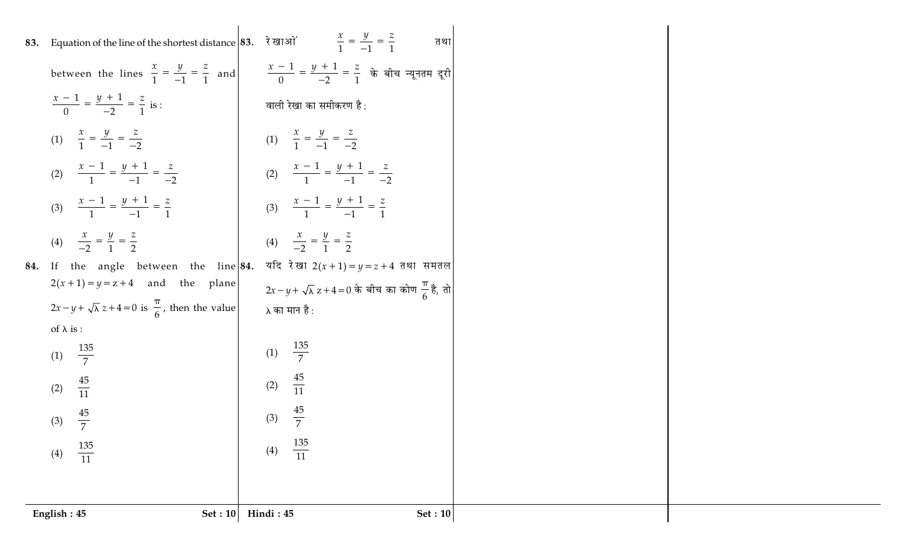83. Equation of the line of the shortest distance between the lines $\frac{x}{1} = \frac{y}{-1} = \frac{z}{1}$ and $\frac{x-1}{0} = \frac{y+1}{-2} = \frac{z}{1}$ is :

(1) $\frac{x}{1} = \frac{y}{-1} = \frac{z}{-2}$

(2) $\frac{x-1}{1} = \frac{y+1}{-1} = \frac{z}{-2}$

(3) $\frac{x-1}{1} = \frac{y+1}{-1} = \frac{z}{1}$

(4) $\frac{x}{-2} = \frac{y}{1} = \frac{z}{2}$

84. If the angle between the line $2(x+1) = y = z+4$ and the plane $2x - y + \sqrt{\lambda}\, z + 4 = 0$ is $\frac{\pi}{6}$, then the value of $\lambda$ is :

(1) $\frac{135}{7}$

(2) $\frac{45}{11}$

(3) $\frac{45}{7}$

(4) $\frac{135}{11}$

83. रेखाओं $\frac{x}{1} = \frac{y}{-1} = \frac{z}{1}$ तथा $\frac{x-1}{0} = \frac{y+1}{-2} = \frac{z}{1}$ के बीच न्यूनतम दूरी वाली रेखा का समीकरण है :

(1) $\frac{x}{1} = \frac{y}{-1} = \frac{z}{-2}$

(2) $\frac{x-1}{1} = \frac{y+1}{-1} = \frac{z}{-2}$

(3) $\frac{x-1}{1} = \frac{y+1}{-1} = \frac{z}{1}$

(4) $\frac{x}{-2} = \frac{y}{1} = \frac{z}{2}$

84. यदि रेखा $2(x+1) = y = z+4$ तथा समतल $2x - y + \sqrt{\lambda}\, z + 4 = 0$ के बीच का कोण $\frac{\pi}{6}$ है, तो $\lambda$ का मान है :

(1) $\frac{135}{7}$

(2) $\frac{45}{11}$

(3) $\frac{45}{7}$

(4) $\frac{135}{11}$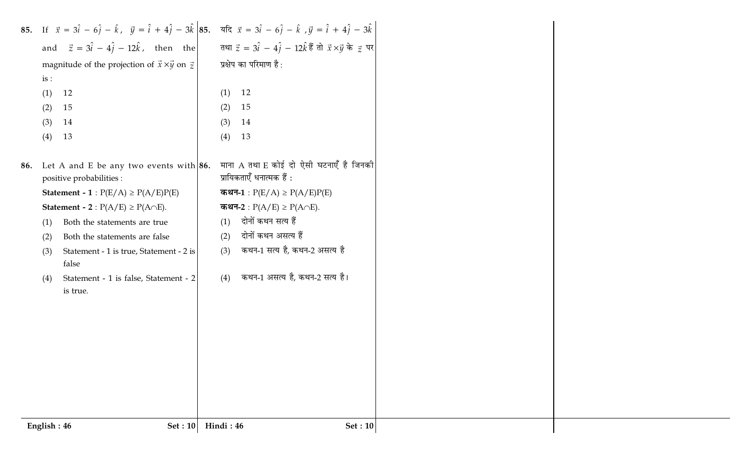85. If $\vec{x} = 3\hat{i} - 6\hat{j} - \hat{k}$, $\vec{y} = \hat{i} + 4\hat{j} - 3\hat{k}$ and $\vec{z} = 3\hat{i} - 4\hat{j} - 12\hat{k}$, then the magnitude of the projection of $\vec{x} \times \vec{y}$ on $\vec{z}$ is :

(1) 12

(2) 15

(3) 14

(4) 13

86. Let A and E be any two events with positive probabilities :

**Statement - 1** : $P(E/A) \geq P(A/E)P(E)$

**Statement - 2** : $P(A/E) \geq P(A \cap E)$.

(1) Both the statements are true

(2) Both the statements are false

(3) Statement - 1 is true, Statement - 2 is false

(4) Statement - 1 is false, Statement - 2 is true.

85. यदि $\vec{x} = 3\hat{i} - 6\hat{j} - \hat{k}$ ,$\vec{y} = \hat{i} + 4\hat{j} - 3\hat{k}$ तथा $\vec{z} = 3\hat{i} - 4\hat{j} - 12\hat{k}$ हैं तो $\vec{x} \times \vec{y}$ के $\vec{z}$ पर प्रक्षेप का परिमाण है :

(1) 12

(2) 15

(3) 14

(4) 13

86. माना A तथा E कोई दो ऐसी घटनाएँ है जिनकी प्रायिकताएँ धनात्मक हैं :

**कथन-1** : $P(E/A) \geq P(A/E)P(E)$

**कथन-2** : $P(A/E) \geq P(A \cap E)$.

(1) दोनों कथन सत्य हैं

(2) दोनों कथन असत्य हैं

(3) कथन-1 सत्य है, कथन-2 असत्य है

(4) कथन-1 असत्य है, कथन-2 सत्य है।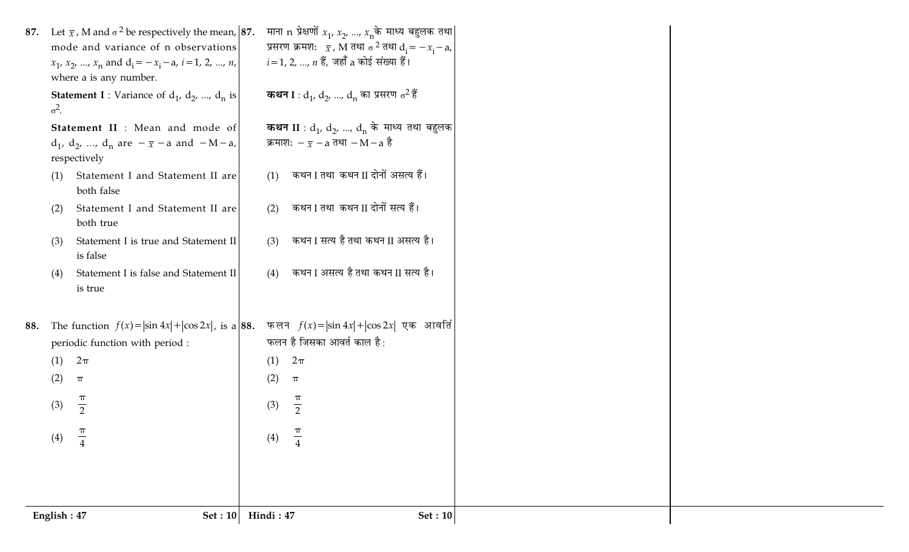87. Let $\overline{x}$, M and $\sigma^2$ be respectively the mean, mode and variance of n observations $x_1, x_2, ..., x_n$ and $d_i = -x_i - a$, $i = 1, 2, ..., n$, where a is any number.

**Statement I** : Variance of $d_1, d_2, ..., d_n$ is $\sigma^2$.

**Statement II** : Mean and mode of $d_1, d_2, ..., d_n$ are $-\overline{x} - a$ and $-M - a$, respectively

(1) Statement I and Statement II are both false

(2) Statement I and Statement II are both true

(3) Statement I is true and Statement II is false

(4) Statement I is false and Statement II is true

87. माना n प्रेक्षणों $x_1, x_2, ..., x_n$ के माध्य बहुलक तथा प्रसरण क्रमशः $\overline{x}$, M तथा $\sigma^2$ तथा $d_i = -x_i - a$, $i = 1, 2, ..., n$ हैं, जहाँ a कोई संख्या हैं।

**कथन I** : $d_1, d_2, ..., d_n$ का प्रसरण $\sigma^2$ हैं

**कथन II** : $d_1, d_2, ..., d_n$ के माध्य तथा बहुलक क्रमाशः $-\overline{x} - a$ तथा $-M - a$ है

(1) कथन I तथा कथन II दोनों असत्य हैं।

(2) कथन I तथा कथन II दोनों सत्य हैं।

(3) कथन I सत्य है तथा कथन II असत्य है।

(4) कथन I असत्य है तथा कथन II सत्य है।

88. The function $f(x) = |\sin 4x| + |\cos 2x|$, is a periodic function with period :

(1) $2\pi$

(2) $\pi$

(3) $\frac{\pi}{2}$

(4) $\frac{\pi}{4}$

88. फलन $f(x) = |\sin 4x| + |\cos 2x|$ एक आवर्ति फलन है जिसका आवर्त काल है :

(1) $2\pi$

(2) $\pi$

(3) $\frac{\pi}{2}$

(4) $\frac{\pi}{4}$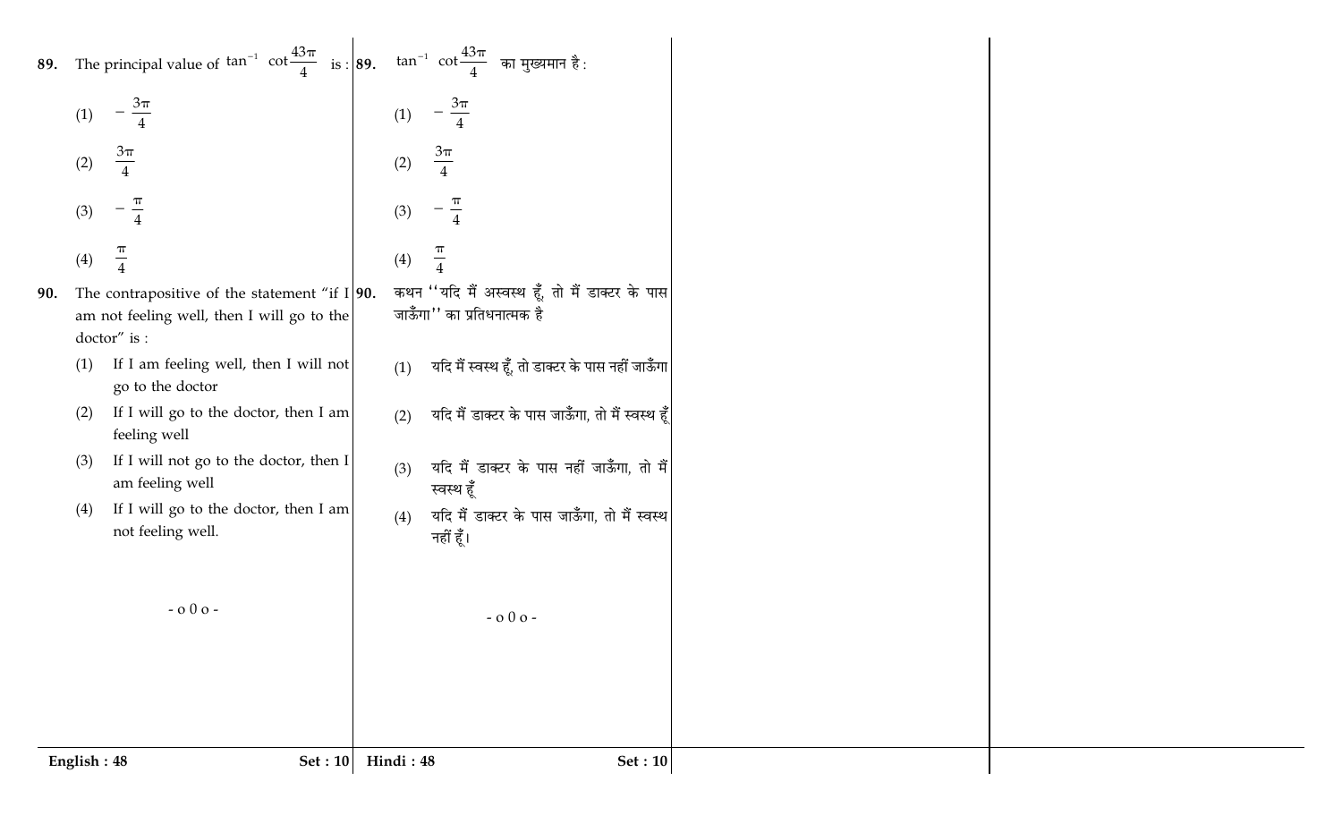89. The principal value of $\tan^{-1}\left(\cot\frac{43\pi}{4}\right)$ is :

(1) $-\frac{3\pi}{4}$

(2) $\frac{3\pi}{4}$

(3) $-\frac{\pi}{4}$

(4) $\frac{\pi}{4}$

90. The contrapositive of the statement "if I am not feeling well, then I will go to the doctor" is :

(1) If I am feeling well, then I will not go to the doctor

(2) If I will go to the doctor, then I am feeling well

(3) If I will not go to the doctor, then I am feeling well

(4) If I will go to the doctor, then I am not feeling well.

- o 0 o -

89. $\tan^{-1}\left(\cot\frac{43\pi}{4}\right)$ का मुख्यमान है :

(1) $-\frac{3\pi}{4}$

(2) $\frac{3\pi}{4}$

(3) $-\frac{\pi}{4}$

(4) $\frac{\pi}{4}$

90. कथन ''यदि मैं अस्वस्थ हूँ, तो मैं डाक्टर के पास जाऊँगा'' का प्रतिधनात्मक है

(1) यदि मैं स्वस्थ हूँ, तो डाक्टर के पास नहीं जाऊँगा

(2) यदि मैं डाक्टर के पास जाऊँगा, तो मैं स्वस्थ हूँ

(3) यदि मैं डाक्टर के पास नहीं जाऊँगा, तो मैं स्वस्थ हूँ

(4) यदि मैं डाक्टर के पास जाऊँगा, तो मैं स्वस्थ नहीं हूँ।

- o 0 o -